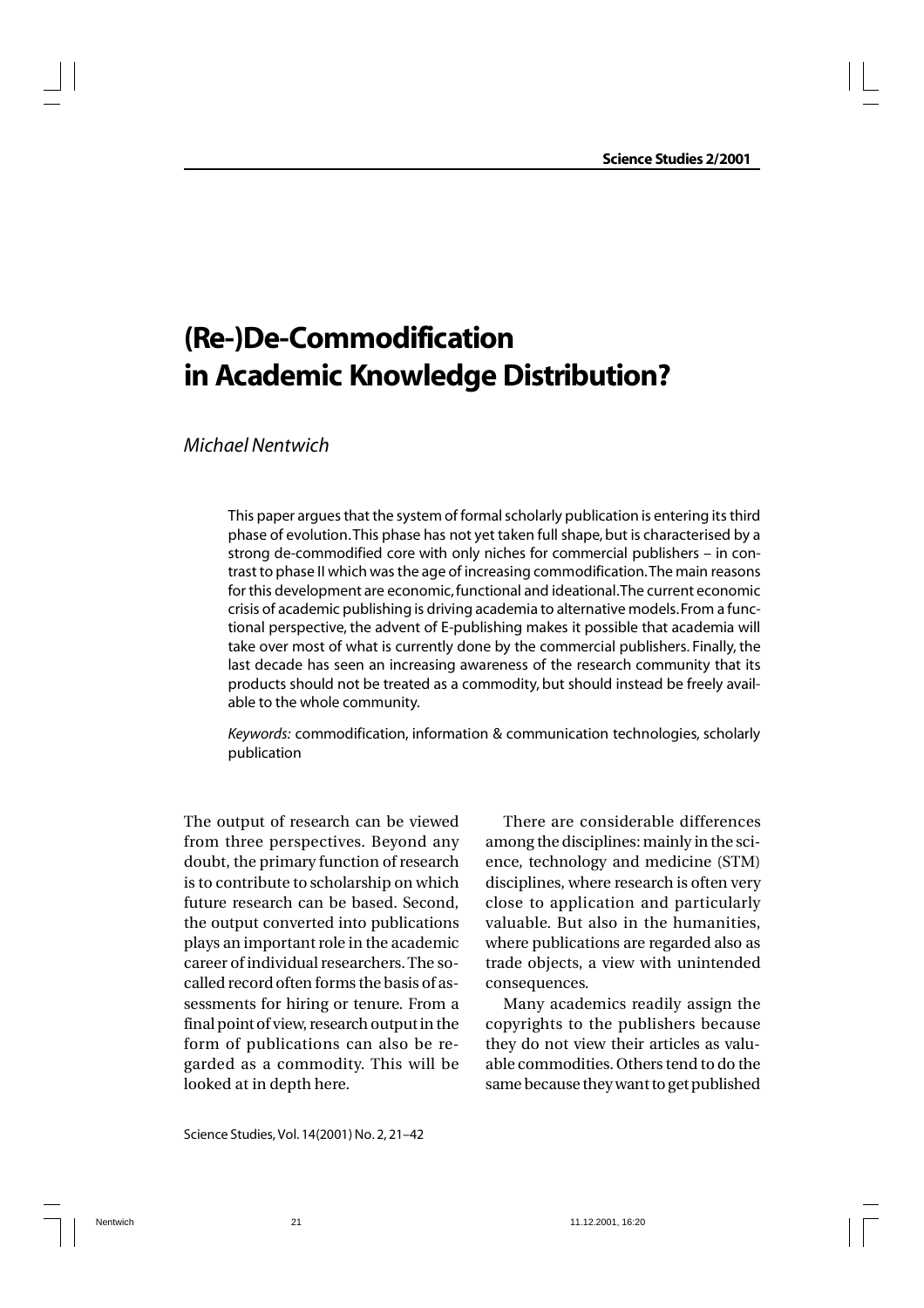# (Re-)De-Commodification in Academic Knowledge Distribution?

*Michael Nentwich*

This paper argues that the system of formal scholarly publication is entering its third phase of evolution. This phase has not yet taken full shape, but is characterised by a strong de-commodified core with only niches for commercial publishers – in contrast to phase II which was the age of increasing commodification. The main reasons for this development are economic, functional and ideational. The current economic crisis of academic publishing is driving academia to alternative models. From a functional perspective, the advent of E-publishing makes it possible that academia will take over most of what is currently done by the commercial publishers. Finally, the last decade has seen an increasing awareness of the research community that its products should not be treated as a commodity, but should instead be freely available to the whole community.

*Keywords:* commodification, information & communication technologies, scholarly publication

The output of research can be viewed from three perspectives. Beyond any doubt, the primary function of research is to contribute to scholarship on which future research can be based. Second, the output converted into publications plays an important role in the academic career of individual researchers. The so-called record often forms the basis of assessments for hiring or tenure. From a final point of view, research output in the form of publications can also be regarded as a commodity. This will be looked at in depth here.

There are considerable differences among the disciplines: mainly in the science, technology and medicine (STM) disciplines, where research is often very close to application and particularly valuable. But also in the humanities, where publications are regarded also as trade objects, a view with unintended consequences.

Many academics readily assign the copyrights to the publishers because they do not view their articles as valuable commodities. Others tend to do the same because they want to get published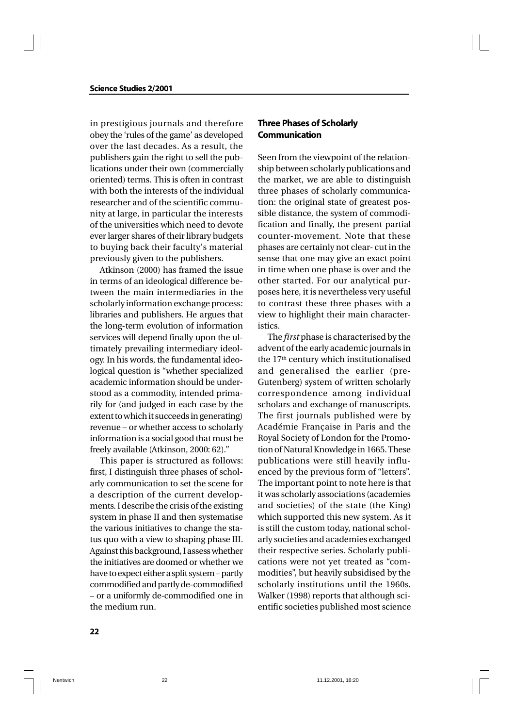in prestigious journals and therefore obey the 'rules of the game' as developed over the last decades. As a result, the publishers gain the right to sell the publications under their own (commercially oriented) terms. This is often in contrast with both the interests of the individual researcher and of the scientific community at large, in particular the interests of the universities which need to devote ever larger shares of their library budgets to buying back their faculty's material previously given to the publishers.

Atkinson (2000) has framed the issue in terms of an ideological difference between the main intermediaries in the scholarly information exchange process: libraries and publishers. He argues that the long-term evolution of information services will depend finally upon the ultimately prevailing intermediary ideology. In his words, the fundamental ideological question is "whether specialized academic information should be understood as a commodity, intended primarily for (and judged in each case by the extent to which it succeeds in generating) revenue – or whether access to scholarly information is a social good that must be freely available (Atkinson, 2000: 62)."

This paper is structured as follows: first, I distinguish three phases of scholarly communication to set the scene for a description of the current developments. I describe the crisis of the existing system in phase II and then systematise the various initiatives to change the status quo with a view to shaping phase III. Against this background, I assess whether the initiatives are doomed or whether we have to expect either a split system – partly commodified and partly de-commodified – or a uniformly de-commodified one in the medium run.

## Three Phases of Scholarly Communication

Seen from the viewpoint of the relationship between scholarly publications and the market, we are able to distinguish three phases of scholarly communication: the original state of greatest possible distance, the system of commodification and finally, the present partial counter-movement. Note that these phases are certainly not clear- cut in the sense that one may give an exact point in time when one phase is over and the other started. For our analytical purposes here, it is nevertheless very useful to contrast these three phases with a view to highlight their main characteristics.

The *first* phase is characterised by the advent of the early academic journals in the 17th century which institutionalised and generalised the earlier (pre-Gutenberg) system of written scholarly correspondence among individual scholars and exchange of manuscripts. The first journals published were by Académie Française in Paris and the Royal Society of London for the Promotion of Natural Knowledge in 1665. These publications were still heavily influenced by the previous form of "letters". The important point to note here is that it was scholarly associations (academies and societies) of the state (the King) which supported this new system. As it is still the custom today, national scholarly societies and academies exchanged their respective series. Scholarly publications were not yet treated as "commodities", but heavily subsidised by the scholarly institutions until the 1960s. Walker (1998) reports that although scientific societies published most science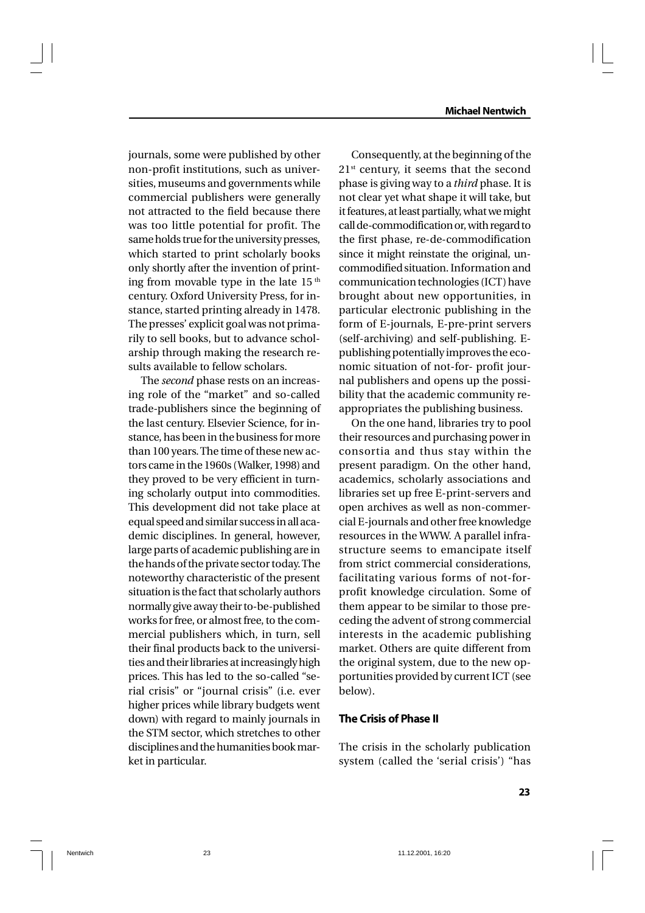journals, some were published by other non-profit institutions, such as universities, museums and governments while commercial publishers were generally not attracted to the field because there was too little potential for profit. The same holds true for the university presses, which started to print scholarly books only shortly after the invention of printing from movable type in the late 15$^{th}$ century. Oxford University Press, for instance, started printing already in 1478. The presses' explicit goal was not primarily to sell books, but to advance scholarship through making the research results available to fellow scholars.

The *second* phase rests on an increasing role of the "market" and so-called trade-publishers since the beginning of the last century. Elsevier Science, for instance, has been in the business for more than 100 years. The time of these new actors came in the 1960s (Walker, 1998) and they proved to be very efficient in turning scholarly output into commodities. This development did not take place at equal speed and similar success in all academic disciplines. In general, however, large parts of academic publishing are in the hands of the private sector today. The noteworthy characteristic of the present situation is the fact that scholarly authors normally give away their to-be-published works for free, or almost free, to the commercial publishers which, in turn, sell their final products back to the universities and their libraries at increasingly high prices. This has led to the so-called "serial crisis" or "journal crisis" (i.e. ever higher prices while library budgets went down) with regard to mainly journals in the STM sector, which stretches to other disciplines and the humanities book market in particular.

Consequently, at the beginning of the 21$^{st}$ century, it seems that the second phase is giving way to a *third* phase. It is not clear yet what shape it will take, but it features, at least partially, what we might call de-commodification or, with regard to the first phase, re-de-commodification since it might reinstate the original, uncommodified situation. Information and communication technologies (ICT) have brought about new opportunities, in particular electronic publishing in the form of E-journals, E-pre-print servers (self-archiving) and self-publishing. E-publishing potentially improves the economic situation of not-for- profit journal publishers and opens up the possibility that the academic community reappropriates the publishing business.

On the one hand, libraries try to pool their resources and purchasing power in consortia and thus stay within the present paradigm. On the other hand, academics, scholarly associations and libraries set up free E-print-servers and open archives as well as non-commercial E-journals and other free knowledge resources in the WWW. A parallel infrastructure seems to emancipate itself from strict commercial considerations, facilitating various forms of not-for-profit knowledge circulation. Some of them appear to be similar to those preceding the advent of strong commercial interests in the academic publishing market. Others are quite different from the original system, due to the new opportunities provided by current ICT (see below).

### The Crisis of Phase II

The crisis in the scholarly publication system (called the 'serial crisis') "has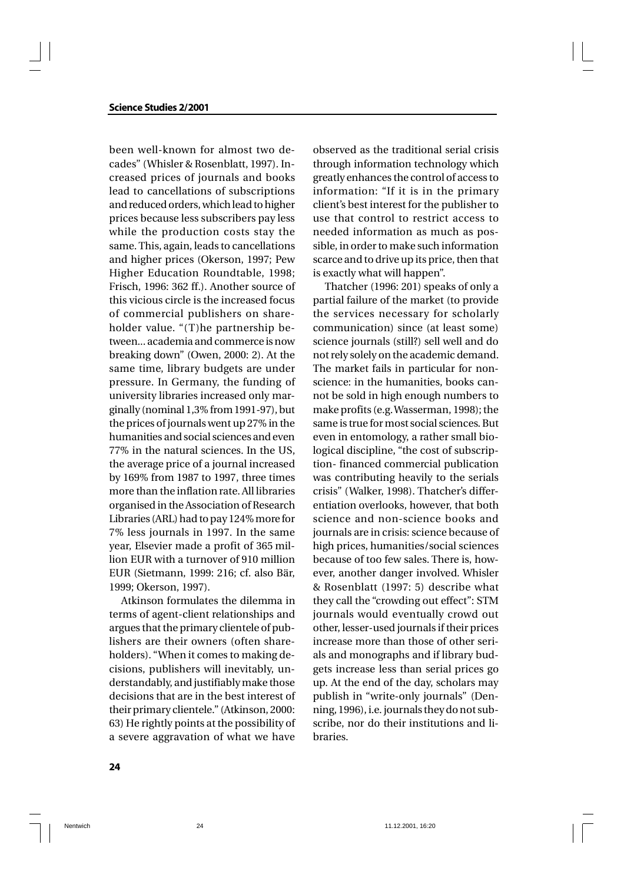been well-known for almost two decades" (Whisler & Rosenblatt, 1997). Increased prices of journals and books lead to cancellations of subscriptions and reduced orders, which lead to higher prices because less subscribers pay less while the production costs stay the same. This, again, leads to cancellations and higher prices (Okerson, 1997; Pew Higher Education Roundtable, 1998; Frisch, 1996: 362 ff.). Another source of this vicious circle is the increased focus of commercial publishers on shareholder value. "(T)he partnership between... academia and commerce is now breaking down" (Owen, 2000: 2). At the same time, library budgets are under pressure. In Germany, the funding of university libraries increased only marginally (nominal 1,3% from 1991-97), but the prices of journals went up 27% in the humanities and social sciences and even 77% in the natural sciences. In the US, the average price of a journal increased by 169% from 1987 to 1997, three times more than the inflation rate. All libraries organised in the Association of Research Libraries (ARL) had to pay 124% more for 7% less journals in 1997. In the same year, Elsevier made a profit of 365 million EUR with a turnover of 910 million EUR (Sietmann, 1999: 216; cf. also Bär, 1999; Okerson, 1997).

Atkinson formulates the dilemma in terms of agent-client relationships and argues that the primary clientele of publishers are their owners (often shareholders). "When it comes to making decisions, publishers will inevitably, understandably, and justifiably make those decisions that are in the best interest of their primary clientele." (Atkinson, 2000: 63) He rightly points at the possibility of a severe aggravation of what we have observed as the traditional serial crisis through information technology which greatly enhances the control of access to information: "If it is in the primary client's best interest for the publisher to use that control to restrict access to needed information as much as possible, in order to make such information scarce and to drive up its price, then that is exactly what will happen".

Thatcher (1996: 201) speaks of only a partial failure of the market (to provide the services necessary for scholarly communication) since (at least some) science journals (still?) sell well and do not rely solely on the academic demand. The market fails in particular for non-science: in the humanities, books cannot be sold in high enough numbers to make profits (e.g. Wasserman, 1998); the same is true for most social sciences. But even in entomology, a rather small biological discipline, "the cost of subscription- financed commercial publication was contributing heavily to the serials crisis" (Walker, 1998). Thatcher's differentiation overlooks, however, that both science and non-science books and journals are in crisis: science because of high prices, humanities/social sciences because of too few sales. There is, however, another danger involved. Whisler & Rosenblatt (1997: 5) describe what they call the "crowding out effect": STM journals would eventually crowd out other, lesser-used journals if their prices increase more than those of other serials and monographs and if library budgets increase less than serial prices go up. At the end of the day, scholars may publish in "write-only journals" (Denning, 1996), i.e. journals they do not subscribe, nor do their institutions and libraries.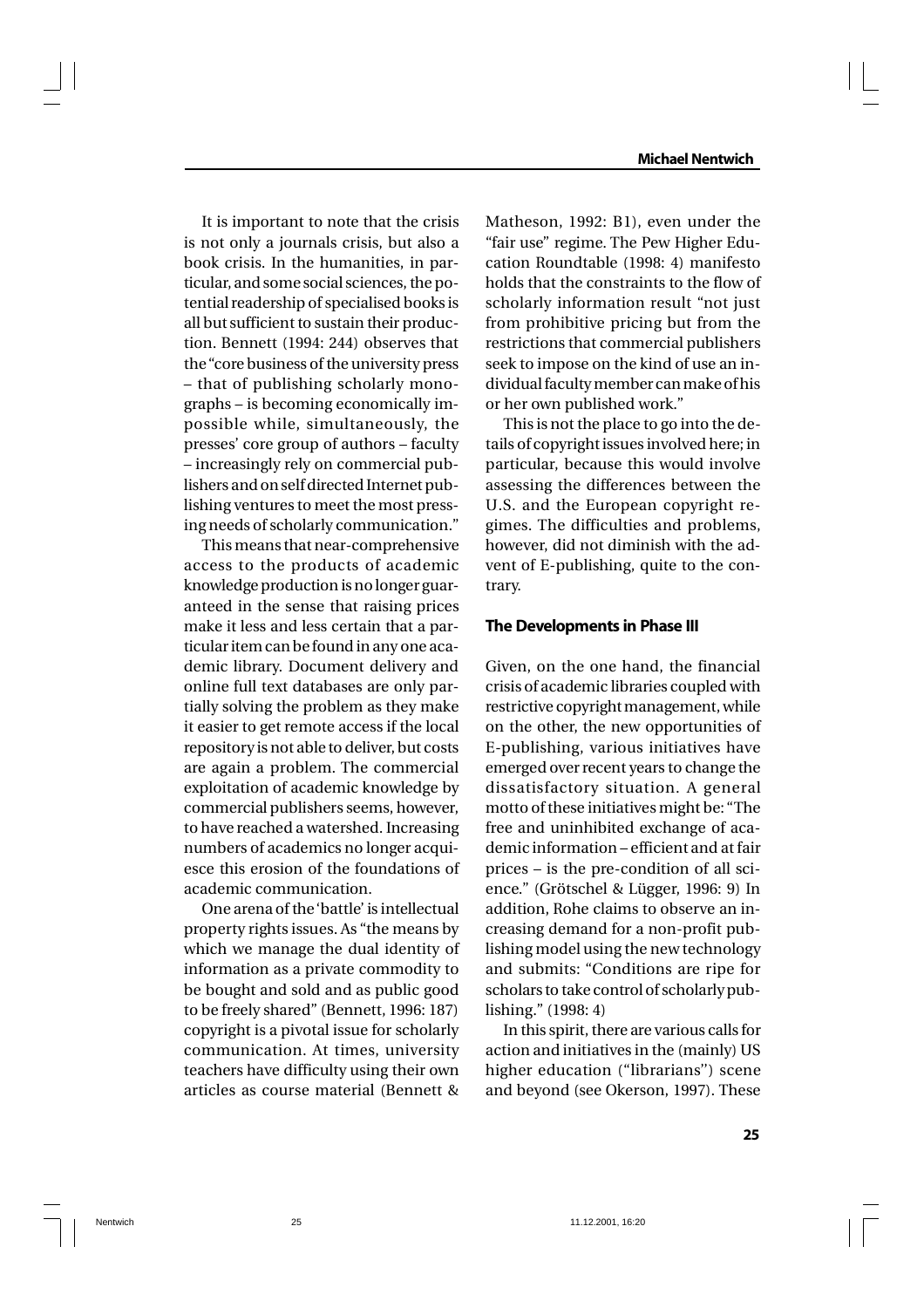It is important to note that the crisis is not only a journals crisis, but also a book crisis. In the humanities, in particular, and some social sciences, the potential readership of specialised books is all but sufficient to sustain their production. Bennett (1994: 244) observes that the "core business of the university press – that of publishing scholarly monographs – is becoming economically impossible while, simultaneously, the presses' core group of authors – faculty – increasingly rely on commercial publishers and on self directed Internet publishing ventures to meet the most pressing needs of scholarly communication."

This means that near-comprehensive access to the products of academic knowledge production is no longer guaranteed in the sense that raising prices make it less and less certain that a particular item can be found in any one academic library. Document delivery and online full text databases are only partially solving the problem as they make it easier to get remote access if the local repository is not able to deliver, but costs are again a problem. The commercial exploitation of academic knowledge by commercial publishers seems, however, to have reached a watershed. Increasing numbers of academics no longer acquiesce this erosion of the foundations of academic communication.

One arena of the 'battle' is intellectual property rights issues. As "the means by which we manage the dual identity of information as a private commodity to be bought and sold and as public good to be freely shared" (Bennett, 1996: 187) copyright is a pivotal issue for scholarly communication. At times, university teachers have difficulty using their own articles as course material (Bennett & Matheson, 1992: B1), even under the "fair use" regime. The Pew Higher Education Roundtable (1998: 4) manifesto holds that the constraints to the flow of scholarly information result "not just from prohibitive pricing but from the restrictions that commercial publishers seek to impose on the kind of use an individual faculty member can make of his or her own published work."

This is not the place to go into the details of copyright issues involved here; in particular, because this would involve assessing the differences between the U.S. and the European copyright regimes. The difficulties and problems, however, did not diminish with the advent of E-publishing, quite to the contrary.

## The Developments in Phase III

Given, on the one hand, the financial crisis of academic libraries coupled with restrictive copyright management, while on the other, the new opportunities of E-publishing, various initiatives have emerged over recent years to change the dissatisfactory situation. A general motto of these initiatives might be: "The free and uninhibited exchange of academic information – efficient and at fair prices – is the pre-condition of all science." (Grötschel & Lügger, 1996: 9) In addition, Rohe claims to observe an increasing demand for a non-profit publishing model using the new technology and submits: "Conditions are ripe for scholars to take control of scholarly publishing." (1998: 4)

In this spirit, there are various calls for action and initiatives in the (mainly) US higher education ("librarians") scene and beyond (see Okerson, 1997). These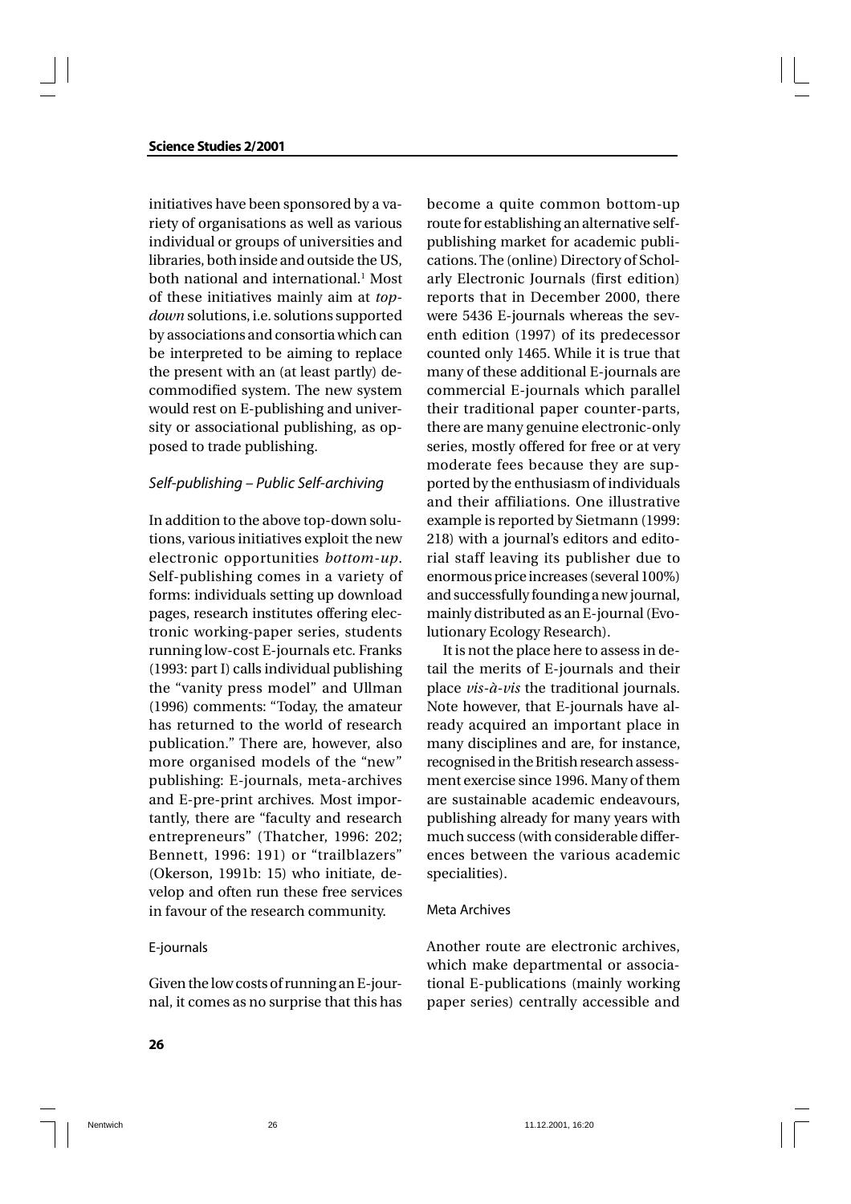initiatives have been sponsored by a variety of organisations as well as various individual or groups of universities and libraries, both inside and outside the US, both national and international.[1] Most of these initiatives mainly aim at *top-down* solutions, i.e. solutions supported by associations and consortia which can be interpreted to be aiming to replace the present with an (at least partly) de-commodified system. The new system would rest on E-publishing and university or associational publishing, as opposed to trade publishing.

### *Self-publishing – Public Self-archiving*

In addition to the above top-down solutions, various initiatives exploit the new electronic opportunities *bottom-up*. Self-publishing comes in a variety of forms: individuals setting up download pages, research institutes offering electronic working-paper series, students running low-cost E-journals etc. Franks (1993: part I) calls individual publishing the "vanity press model" and Ullman (1996) comments: "Today, the amateur has returned to the world of research publication." There are, however, also more organised models of the "new" publishing: E-journals, meta-archives and E-pre-print archives. Most importantly, there are "faculty and research entrepreneurs" (Thatcher, 1996: 202; Bennett, 1996: 191) or "trailblazers" (Okerson, 1991b: 15) who initiate, develop and often run these free services in favour of the research community.

#### E-journals

Given the low costs of running an E-journal, it comes as no surprise that this has become a quite common bottom-up route for establishing an alternative self-publishing market for academic publications. The (online) Directory of Scholarly Electronic Journals (first edition) reports that in December 2000, there were 5436 E-journals whereas the seventh edition (1997) of its predecessor counted only 1465. While it is true that many of these additional E-journals are commercial E-journals which parallel their traditional paper counter-parts, there are many genuine electronic-only series, mostly offered for free or at very moderate fees because they are supported by the enthusiasm of individuals and their affiliations. One illustrative example is reported by Sietmann (1999: 218) with a journal's editors and editorial staff leaving its publisher due to enormous price increases (several 100%) and successfully founding a new journal, mainly distributed as an E-journal (Evolutionary Ecology Research).

It is not the place here to assess in detail the merits of E-journals and their place *vis-à-vis* the traditional journals. Note however, that E-journals have already acquired an important place in many disciplines and are, for instance, recognised in the British research assessment exercise since 1996. Many of them are sustainable academic endeavours, publishing already for many years with much success (with considerable differences between the various academic specialities).

#### Meta Archives

Another route are electronic archives, which make departmental or associational E-publications (mainly working paper series) centrally accessible and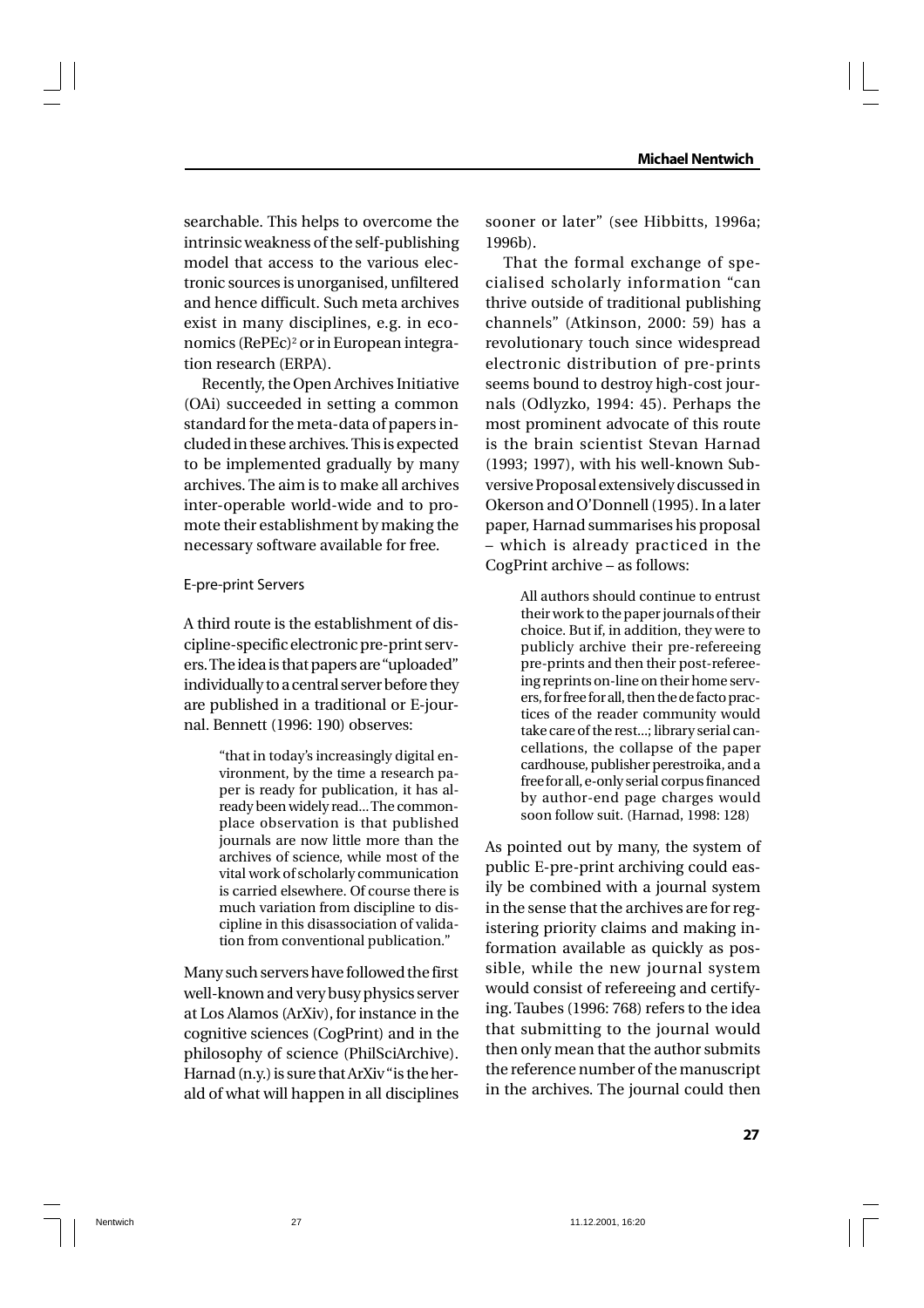searchable. This helps to overcome the intrinsic weakness of the self-publishing model that access to the various electronic sources is unorganised, unfiltered and hence difficult. Such meta archives exist in many disciplines, e.g. in economics (RePEc)[2] or in European integration research (ERPA).

Recently, the Open Archives Initiative (OAi) succeeded in setting a common standard for the meta-data of papers included in these archives. This is expected to be implemented gradually by many archives. The aim is to make all archives inter-operable world-wide and to promote their establishment by making the necessary software available for free.

### E-pre-print Servers

A third route is the establishment of discipline-specific electronic pre-print servers. The idea is that papers are "uploaded" individually to a central server before they are published in a traditional or E-journal. Bennett (1996: 190) observes:

> "that in today's increasingly digital environment, by the time a research paper is ready for publication, it has already been widely read... The commonplace observation is that published journals are now little more than the archives of science, while most of the vital work of scholarly communication is carried elsewhere. Of course there is much variation from discipline to discipline in this disassociation of validation from conventional publication."

Many such servers have followed the first well-known and very busy physics server at Los Alamos (ArXiv), for instance in the cognitive sciences (CogPrint) and in the philosophy of science (PhilSciArchive). Harnad (n.y.) is sure that ArXiv "is the herald of what will happen in all disciplines sooner or later" (see Hibbitts, 1996a; 1996b).

That the formal exchange of specialised scholarly information "can thrive outside of traditional publishing channels" (Atkinson, 2000: 59) has a revolutionary touch since widespread electronic distribution of pre-prints seems bound to destroy high-cost journals (Odlyzko, 1994: 45). Perhaps the most prominent advocate of this route is the brain scientist Stevan Harnad (1993; 1997), with his well-known Subversive Proposal extensively discussed in Okerson and O'Donnell (1995). In a later paper, Harnad summarises his proposal – which is already practiced in the CogPrint archive – as follows:

> All authors should continue to entrust their work to the paper journals of their choice. But if, in addition, they were to publicly archive their pre-refereeing pre-prints and then their post-refereeing reprints on-line on their home servers, for free for all, then the de facto practices of the reader community would take care of the rest...; library serial cancellations, the collapse of the paper cardhouse, publisher perestroika, and a free for all, e-only serial corpus financed by author-end page charges would soon follow suit. (Harnad, 1998: 128)

As pointed out by many, the system of public E-pre-print archiving could easily be combined with a journal system in the sense that the archives are for registering priority claims and making information available as quickly as possible, while the new journal system would consist of refereeing and certifying. Taubes (1996: 768) refers to the idea that submitting to the journal would then only mean that the author submits the reference number of the manuscript in the archives. The journal could then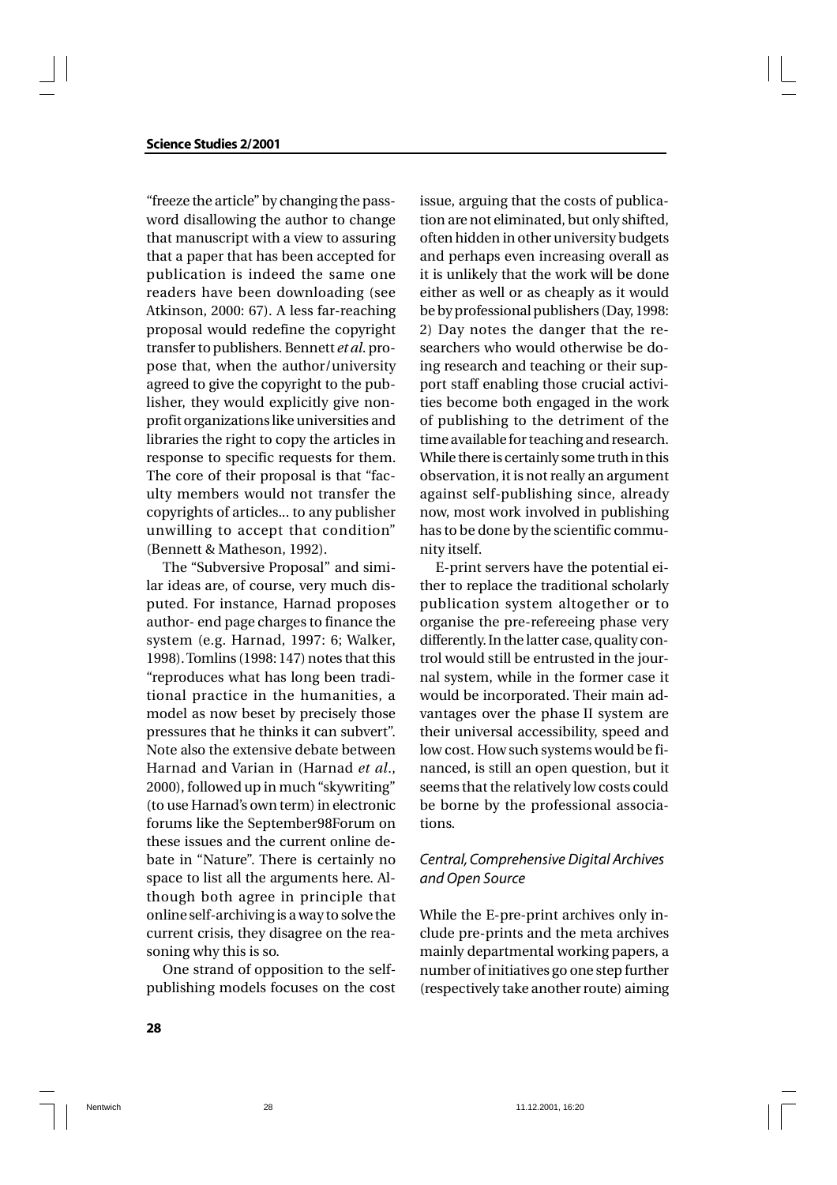"freeze the article" by changing the password disallowing the author to change that manuscript with a view to assuring that a paper that has been accepted for publication is indeed the same one readers have been downloading (see Atkinson, 2000: 67). A less far-reaching proposal would redefine the copyright transfer to publishers. Bennett *et al*. propose that, when the author/university agreed to give the copyright to the publisher, they would explicitly give nonprofit organizations like universities and libraries the right to copy the articles in response to specific requests for them. The core of their proposal is that "faculty members would not transfer the copyrights of articles... to any publisher unwilling to accept that condition" (Bennett & Matheson, 1992).

The "Subversive Proposal" and similar ideas are, of course, very much disputed. For instance, Harnad proposes author- end page charges to finance the system (e.g. Harnad, 1997: 6; Walker, 1998). Tomlins (1998: 147) notes that this "reproduces what has long been traditional practice in the humanities, a model as now beset by precisely those pressures that he thinks it can subvert". Note also the extensive debate between Harnad and Varian in (Harnad *et al*., 2000), followed up in much "skywriting" (to use Harnad's own term) in electronic forums like the September98Forum on these issues and the current online debate in "Nature". There is certainly no space to list all the arguments here. Although both agree in principle that online self-archiving is a way to solve the current crisis, they disagree on the reasoning why this is so.

One strand of opposition to the self-publishing models focuses on the cost issue, arguing that the costs of publication are not eliminated, but only shifted, often hidden in other university budgets and perhaps even increasing overall as it is unlikely that the work will be done either as well or as cheaply as it would be by professional publishers (Day, 1998: 2) Day notes the danger that the researchers who would otherwise be doing research and teaching or their support staff enabling those crucial activities become both engaged in the work of publishing to the detriment of the time available for teaching and research. While there is certainly some truth in this observation, it is not really an argument against self-publishing since, already now, most work involved in publishing has to be done by the scientific community itself.

E-print servers have the potential either to replace the traditional scholarly publication system altogether or to organise the pre-refereeing phase very differently. In the latter case, quality control would still be entrusted in the journal system, while in the former case it would be incorporated. Their main advantages over the phase II system are their universal accessibility, speed and low cost. How such systems would be financed, is still an open question, but it seems that the relatively low costs could be borne by the professional associations.

### *Central, Comprehensive Digital Archives and Open Source*

While the E-pre-print archives only include pre-prints and the meta archives mainly departmental working papers, a number of initiatives go one step further (respectively take another route) aiming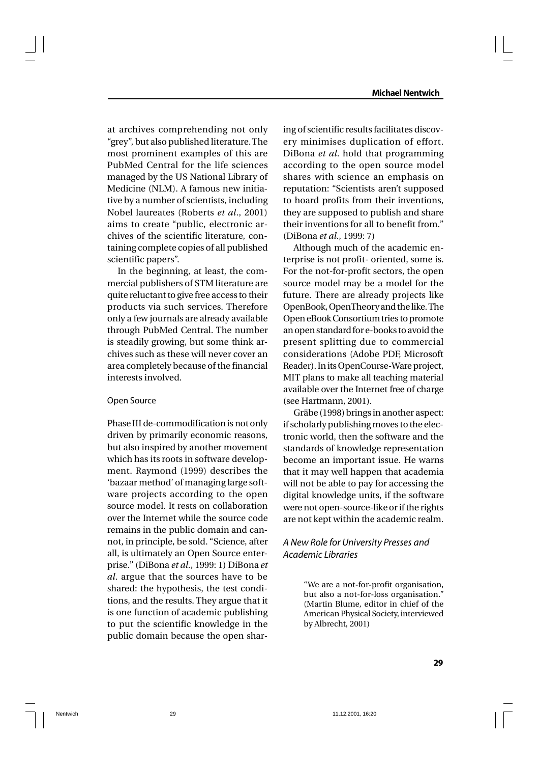at archives comprehending not only "grey", but also published literature. The most prominent examples of this are PubMed Central for the life sciences managed by the US National Library of Medicine (NLM). A famous new initiative by a number of scientists, including Nobel laureates (Roberts *et al*., 2001) aims to create "public, electronic archives of the scientific literature, containing complete copies of all published scientific papers".

In the beginning, at least, the commercial publishers of STM literature are quite reluctant to give free access to their products via such services. Therefore only a few journals are already available through PubMed Central. The number is steadily growing, but some think archives such as these will never cover an area completely because of the financial interests involved.

### Open Source

Phase III de-commodification is not only driven by primarily economic reasons, but also inspired by another movement which has its roots in software development. Raymond (1999) describes the 'bazaar method' of managing large software projects according to the open source model. It rests on collaboration over the Internet while the source code remains in the public domain and cannot, in principle, be sold. "Science, after all, is ultimately an Open Source enterprise." (DiBona *et al*., 1999: 1) DiBona *et al*. argue that the sources have to be shared: the hypothesis, the test conditions, and the results. They argue that it is one function of academic publishing to put the scientific knowledge in the public domain because the open sharing of scientific results facilitates discovery minimises duplication of effort. DiBona *et al*. hold that programming according to the open source model shares with science an emphasis on reputation: "Scientists aren't supposed to hoard profits from their inventions, they are supposed to publish and share their inventions for all to benefit from." (DiBona *et al*., 1999: 7)

Although much of the academic enterprise is not profit- oriented, some is. For the not-for-profit sectors, the open source model may be a model for the future. There are already projects like OpenBook, OpenTheory and the like. The Open eBook Consortium tries to promote an open standard for e-books to avoid the present splitting due to commercial considerations (Adobe PDF, Microsoft Reader). In its OpenCourse-Ware project, MIT plans to make all teaching material available over the Internet free of charge (see Hartmann, 2001).

Gräbe (1998) brings in another aspect: if scholarly publishing moves to the electronic world, then the software and the standards of knowledge representation become an important issue. He warns that it may well happen that academia will not be able to pay for accessing the digital knowledge units, if the software were not open-source-like or if the rights are not kept within the academic realm.

## *A New Role for University Presses and Academic Libraries*

> "We are a not-for-profit organisation, but also a not-for-loss organisation." (Martin Blume, editor in chief of the American Physical Society, interviewed by Albrecht, 2001)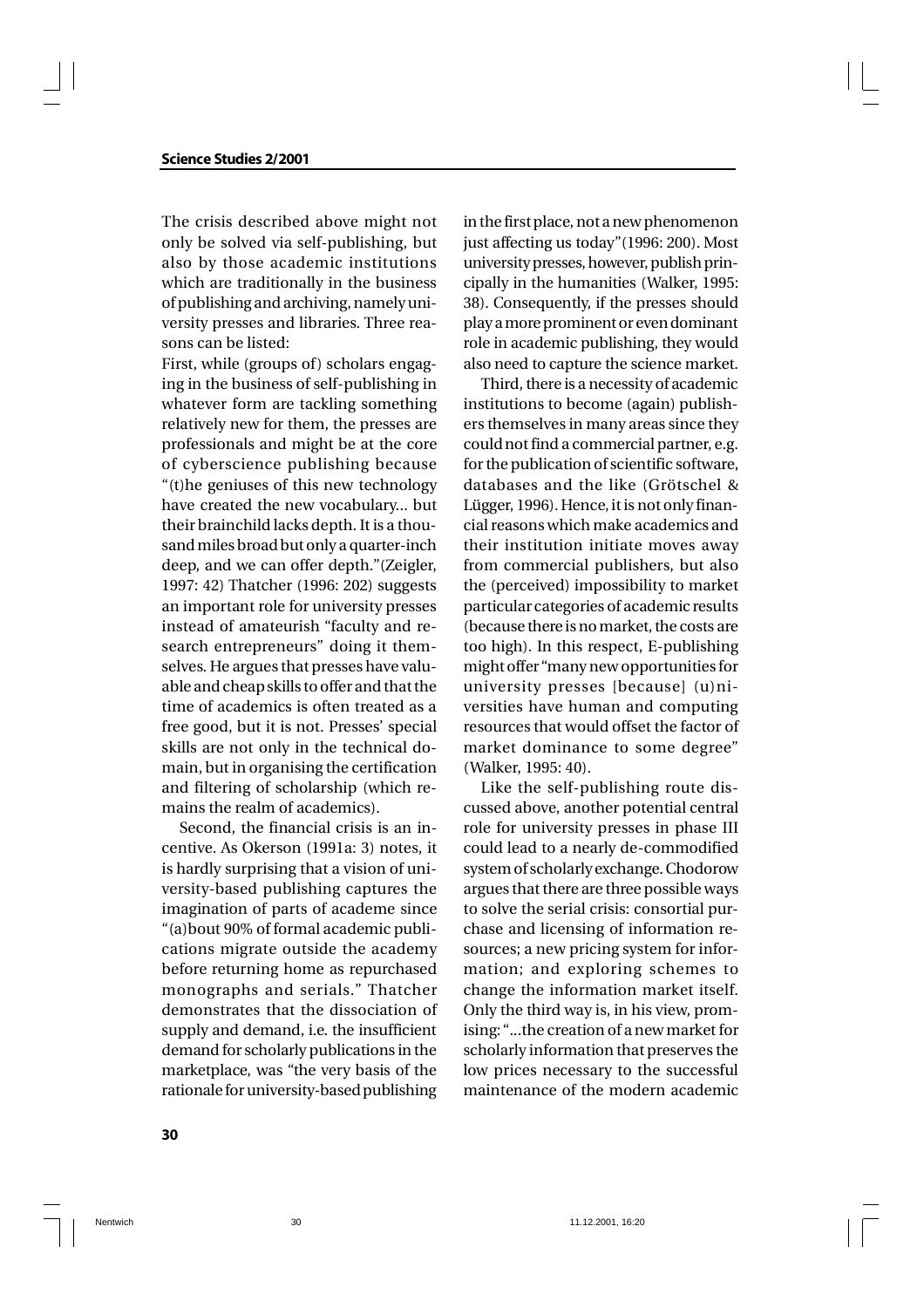The crisis described above might not only be solved via self-publishing, but also by those academic institutions which are traditionally in the business of publishing and archiving, namely university presses and libraries. Three reasons can be listed:

First, while (groups of) scholars engaging in the business of self-publishing in whatever form are tackling something relatively new for them, the presses are professionals and might be at the core of cyberscience publishing because "(t)he geniuses of this new technology have created the new vocabulary... but their brainchild lacks depth. It is a thousand miles broad but only a quarter-inch deep, and we can offer depth."(Zeigler, 1997: 42) Thatcher (1996: 202) suggests an important role for university presses instead of amateurish "faculty and research entrepreneurs" doing it themselves. He argues that presses have valuable and cheap skills to offer and that the time of academics is often treated as a free good, but it is not. Presses' special skills are not only in the technical domain, but in organising the certification and filtering of scholarship (which remains the realm of academics).

Second, the financial crisis is an incentive. As Okerson (1991a: 3) notes, it is hardly surprising that a vision of university-based publishing captures the imagination of parts of academe since "(a)bout 90% of formal academic publications migrate outside the academy before returning home as repurchased monographs and serials." Thatcher demonstrates that the dissociation of supply and demand, i.e. the insufficient demand for scholarly publications in the marketplace, was "the very basis of the rationale for university-based publishing in the first place, not a new phenomenon just affecting us today"(1996: 200). Most university presses, however, publish principally in the humanities (Walker, 1995: 38). Consequently, if the presses should play a more prominent or even dominant role in academic publishing, they would also need to capture the science market.

Third, there is a necessity of academic institutions to become (again) publishers themselves in many areas since they could not find a commercial partner, e.g. for the publication of scientific software, databases and the like (Grötschel & Lügger, 1996). Hence, it is not only financial reasons which make academics and their institution initiate moves away from commercial publishers, but also the (perceived) impossibility to market particular categories of academic results (because there is no market, the costs are too high). In this respect, E-publishing might offer "many new opportunities for university presses [because] (u)niversities have human and computing resources that would offset the factor of market dominance to some degree" (Walker, 1995: 40).

Like the self-publishing route discussed above, another potential central role for university presses in phase III could lead to a nearly de-commodified system of scholarly exchange. Chodorow argues that there are three possible ways to solve the serial crisis: consortial purchase and licensing of information resources; a new pricing system for information; and exploring schemes to change the information market itself. Only the third way is, in his view, promising: "...the creation of a new market for scholarly information that preserves the low prices necessary to the successful maintenance of the modern academic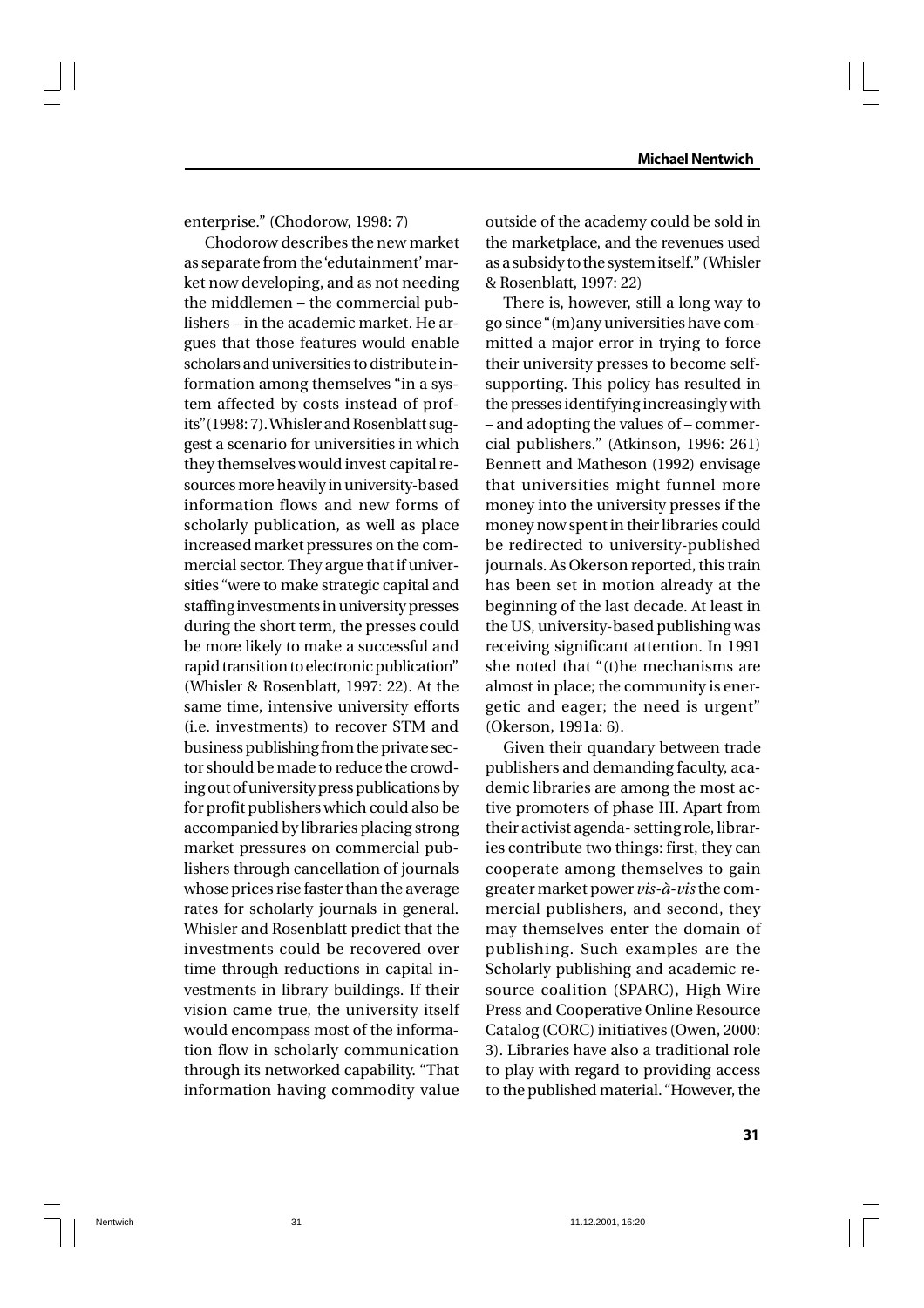enterprise." (Chodorow, 1998: 7)

Chodorow describes the new market as separate from the 'edutainment' market now developing, and as not needing the middlemen – the commercial publishers – in the academic market. He argues that those features would enable scholars and universities to distribute information among themselves "in a system affected by costs instead of profits" (1998: 7). Whisler and Rosenblatt suggest a scenario for universities in which they themselves would invest capital resources more heavily in university-based information flows and new forms of scholarly publication, as well as place increased market pressures on the commercial sector. They argue that if universities "were to make strategic capital and staffing investments in university presses during the short term, the presses could be more likely to make a successful and rapid transition to electronic publication" (Whisler & Rosenblatt, 1997: 22). At the same time, intensive university efforts (i.e. investments) to recover STM and business publishing from the private sector should be made to reduce the crowding out of university press publications by for profit publishers which could also be accompanied by libraries placing strong market pressures on commercial publishers through cancellation of journals whose prices rise faster than the average rates for scholarly journals in general. Whisler and Rosenblatt predict that the investments could be recovered over time through reductions in capital investments in library buildings. If their vision came true, the university itself would encompass most of the information flow in scholarly communication through its networked capability. "That information having commodity value outside of the academy could be sold in the marketplace, and the revenues used as a subsidy to the system itself." (Whisler & Rosenblatt, 1997: 22)

There is, however, still a long way to go since "(m)any universities have committed a major error in trying to force their university presses to become self-supporting. This policy has resulted in the presses identifying increasingly with – and adopting the values of – commercial publishers." (Atkinson, 1996: 261) Bennett and Matheson (1992) envisage that universities might funnel more money into the university presses if the money now spent in their libraries could be redirected to university-published journals. As Okerson reported, this train has been set in motion already at the beginning of the last decade. At least in the US, university-based publishing was receiving significant attention. In 1991 she noted that "(t)he mechanisms are almost in place; the community is energetic and eager; the need is urgent" (Okerson, 1991a: 6).

Given their quandary between trade publishers and demanding faculty, academic libraries are among the most active promoters of phase III. Apart from their activist agenda- setting role, libraries contribute two things: first, they can cooperate among themselves to gain greater market power *vis-à-vis* the commercial publishers, and second, they may themselves enter the domain of publishing. Such examples are the Scholarly publishing and academic resource coalition (SPARC), High Wire Press and Cooperative Online Resource Catalog (CORC) initiatives (Owen, 2000: 3). Libraries have also a traditional role to play with regard to providing access to the published material. "However, the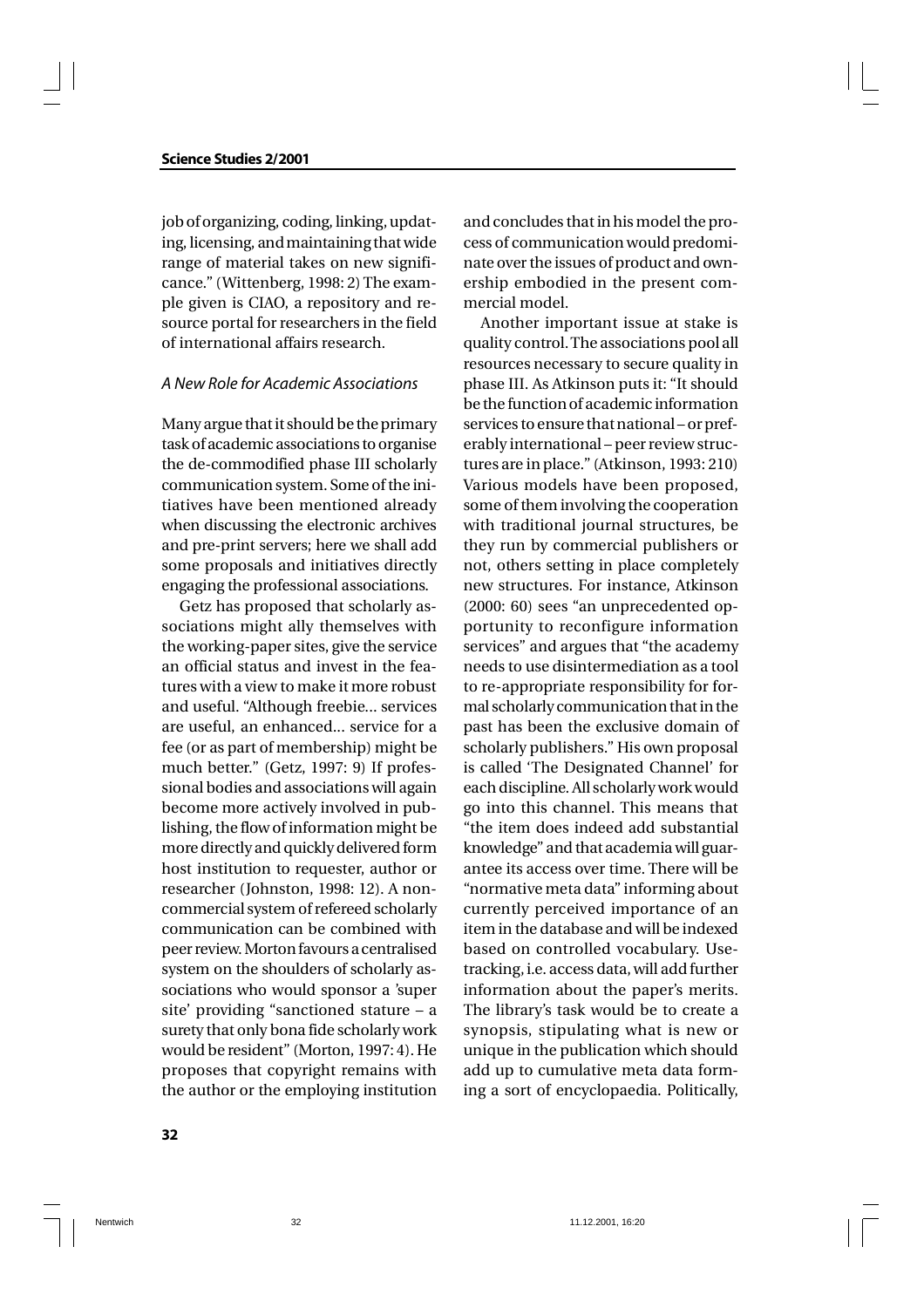job of organizing, coding, linking, updating, licensing, and maintaining that wide range of material takes on new significance." (Wittenberg, 1998: 2) The example given is CIAO, a repository and resource portal for researchers in the field of international affairs research.

### *A New Role for Academic Associations*

Many argue that it should be the primary task of academic associations to organise the de-commodified phase III scholarly communication system. Some of the initiatives have been mentioned already when discussing the electronic archives and pre-print servers; here we shall add some proposals and initiatives directly engaging the professional associations.

Getz has proposed that scholarly associations might ally themselves with the working-paper sites, give the service an official status and invest in the features with a view to make it more robust and useful. "Although freebie... services are useful, an enhanced... service for a fee (or as part of membership) might be much better." (Getz, 1997: 9) If professional bodies and associations will again become more actively involved in publishing, the flow of information might be more directly and quickly delivered form host institution to requester, author or researcher (Johnston, 1998: 12). A non-commercial system of refereed scholarly communication can be combined with peer review. Morton favours a centralised system on the shoulders of scholarly associations who would sponsor a 'super site' providing "sanctioned stature – a surety that only bona fide scholarly work would be resident" (Morton, 1997: 4). He proposes that copyright remains with the author or the employing institution and concludes that in his model the process of communication would predominate over the issues of product and ownership embodied in the present commercial model.

Another important issue at stake is quality control. The associations pool all resources necessary to secure quality in phase III. As Atkinson puts it: "It should be the function of academic information services to ensure that national – or preferably international – peer review structures are in place." (Atkinson, 1993: 210) Various models have been proposed, some of them involving the cooperation with traditional journal structures, be they run by commercial publishers or not, others setting in place completely new structures. For instance, Atkinson (2000: 60) sees "an unprecedented opportunity to reconfigure information services" and argues that "the academy needs to use disintermediation as a tool to re-appropriate responsibility for formal scholarly communication that in the past has been the exclusive domain of scholarly publishers." His own proposal is called 'The Designated Channel' for each discipline. All scholarly work would go into this channel. This means that "the item does indeed add substantial knowledge" and that academia will guarantee its access over time. There will be "normative meta data" informing about currently perceived importance of an item in the database and will be indexed based on controlled vocabulary. Use-tracking, i.e. access data, will add further information about the paper's merits. The library's task would be to create a synopsis, stipulating what is new or unique in the publication which should add up to cumulative meta data forming a sort of encyclopaedia. Politically,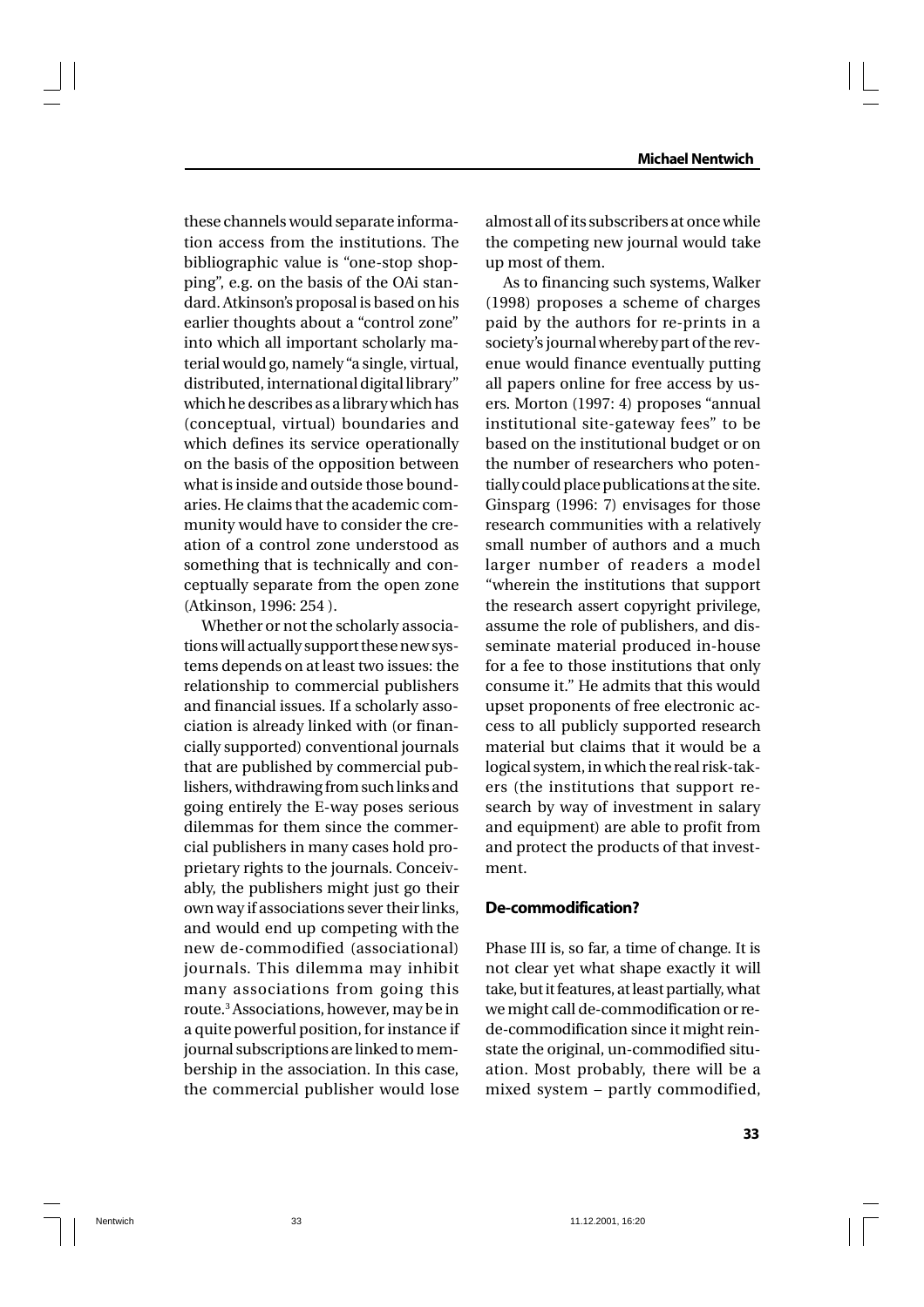these channels would separate information access from the institutions. The bibliographic value is "one-stop shopping", e.g. on the basis of the OAi standard. Atkinson's proposal is based on his earlier thoughts about a "control zone" into which all important scholarly material would go, namely "a single, virtual, distributed, international digital library" which he describes as a library which has (conceptual, virtual) boundaries and which defines its service operationally on the basis of the opposition between what is inside and outside those boundaries. He claims that the academic community would have to consider the creation of a control zone understood as something that is technically and conceptually separate from the open zone (Atkinson, 1996: 254 ).

Whether or not the scholarly associations will actually support these new systems depends on at least two issues: the relationship to commercial publishers and financial issues. If a scholarly association is already linked with (or financially supported) conventional journals that are published by commercial publishers, withdrawing from such links and going entirely the E-way poses serious dilemmas for them since the commercial publishers in many cases hold proprietary rights to the journals. Conceivably, the publishers might just go their own way if associations sever their links, and would end up competing with the new de-commodified (associational) journals. This dilemma may inhibit many associations from going this route.[3] Associations, however, may be in a quite powerful position, for instance if journal subscriptions are linked to membership in the association. In this case, the commercial publisher would lose almost all of its subscribers at once while the competing new journal would take up most of them.

As to financing such systems, Walker (1998) proposes a scheme of charges paid by the authors for re-prints in a society's journal whereby part of the revenue would finance eventually putting all papers online for free access by users. Morton (1997: 4) proposes "annual institutional site-gateway fees" to be based on the institutional budget or on the number of researchers who potentially could place publications at the site. Ginsparg (1996: 7) envisages for those research communities with a relatively small number of authors and a much larger number of readers a model "wherein the institutions that support the research assert copyright privilege, assume the role of publishers, and disseminate material produced in-house for a fee to those institutions that only consume it." He admits that this would upset proponents of free electronic access to all publicly supported research material but claims that it would be a logical system, in which the real risk-takers (the institutions that support research by way of investment in salary and equipment) are able to profit from and protect the products of that investment.

## De-commodification?

Phase III is, so far, a time of change. It is not clear yet what shape exactly it will take, but it features, at least partially, what we might call de-commodification or re-de-commodification since it might reinstate the original, un-commodified situation. Most probably, there will be a mixed system – partly commodified,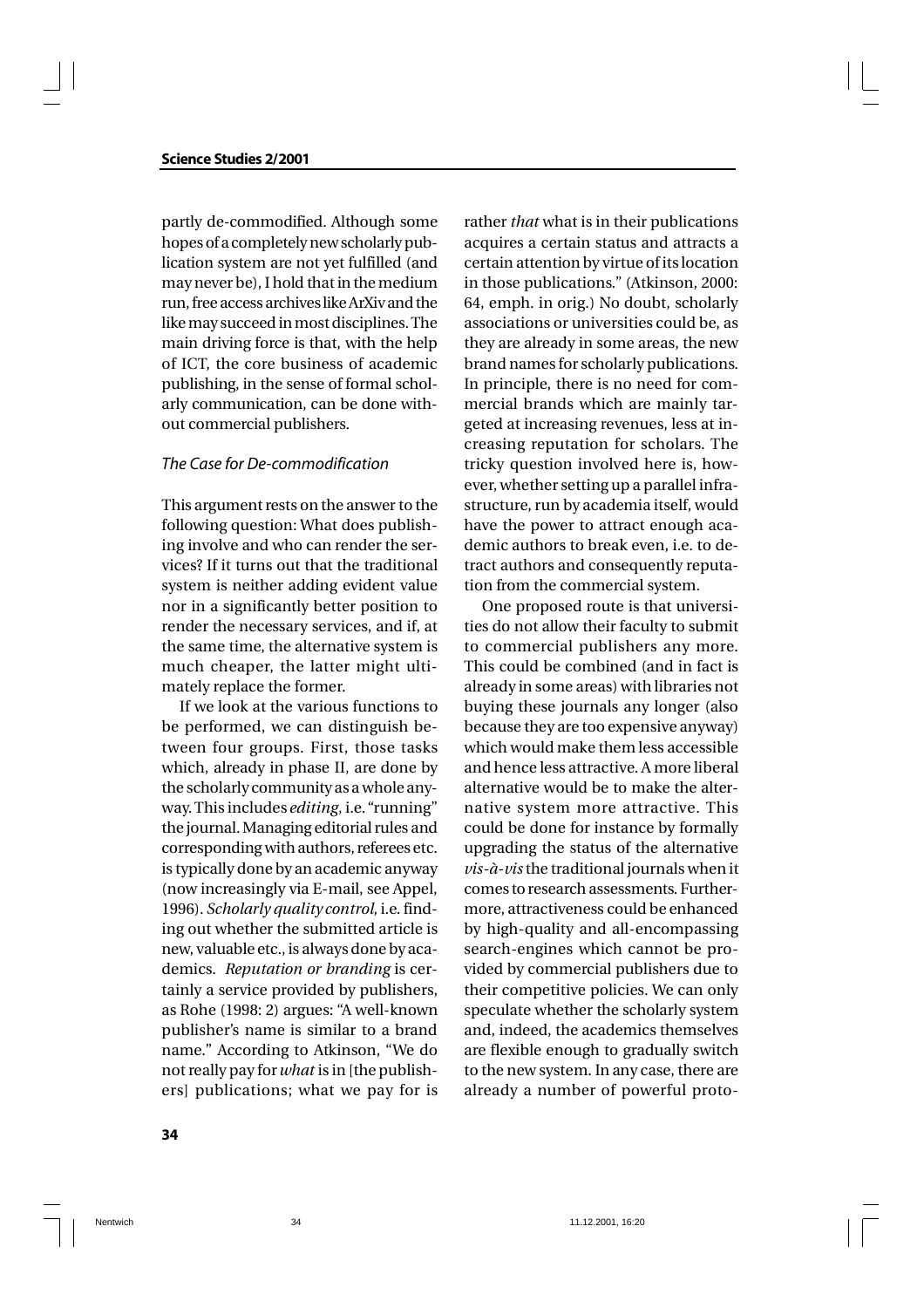partly de-commodified. Although some hopes of a completely new scholarly publication system are not yet fulfilled (and may never be), I hold that in the medium run, free access archives like ArXiv and the like may succeed in most disciplines. The main driving force is that, with the help of ICT, the core business of academic publishing, in the sense of formal scholarly communication, can be done without commercial publishers.

### *The Case for De-commodification*

This argument rests on the answer to the following question: What does publishing involve and who can render the services? If it turns out that the traditional system is neither adding evident value nor in a significantly better position to render the necessary services, and if, at the same time, the alternative system is much cheaper, the latter might ultimately replace the former.

If we look at the various functions to be performed, we can distinguish between four groups. First, those tasks which, already in phase II, are done by the scholarly community as a whole anyway. This includes *editing*, i.e. "running" the journal. Managing editorial rules and corresponding with authors, referees etc. is typically done by an academic anyway (now increasingly via E-mail, see Appel, 1996). *Scholarly quality control*, i.e. finding out whether the submitted article is new, valuable etc., is always done by academics. *Reputation or branding* is certainly a service provided by publishers, as Rohe (1998: 2) argues: "A well-known publisher's name is similar to a brand name." According to Atkinson, "We do not really pay for *what* is in [the publishers] publications; what we pay for is rather *that* what is in their publications acquires a certain status and attracts a certain attention by virtue of its location in those publications." (Atkinson, 2000: 64, emph. in orig.) No doubt, scholarly associations or universities could be, as they are already in some areas, the new brand names for scholarly publications. In principle, there is no need for commercial brands which are mainly targeted at increasing revenues, less at increasing reputation for scholars. The tricky question involved here is, however, whether setting up a parallel infrastructure, run by academia itself, would have the power to attract enough academic authors to break even, i.e. to detract authors and consequently reputation from the commercial system.

One proposed route is that universities do not allow their faculty to submit to commercial publishers any more. This could be combined (and in fact is already in some areas) with libraries not buying these journals any longer (also because they are too expensive anyway) which would make them less accessible and hence less attractive. A more liberal alternative would be to make the alternative system more attractive. This could be done for instance by formally upgrading the status of the alternative *vis-à-vis* the traditional journals when it comes to research assessments. Furthermore, attractiveness could be enhanced by high-quality and all-encompassing search-engines which cannot be provided by commercial publishers due to their competitive policies. We can only speculate whether the scholarly system and, indeed, the academics themselves are flexible enough to gradually switch to the new system. In any case, there are already a number of powerful proto-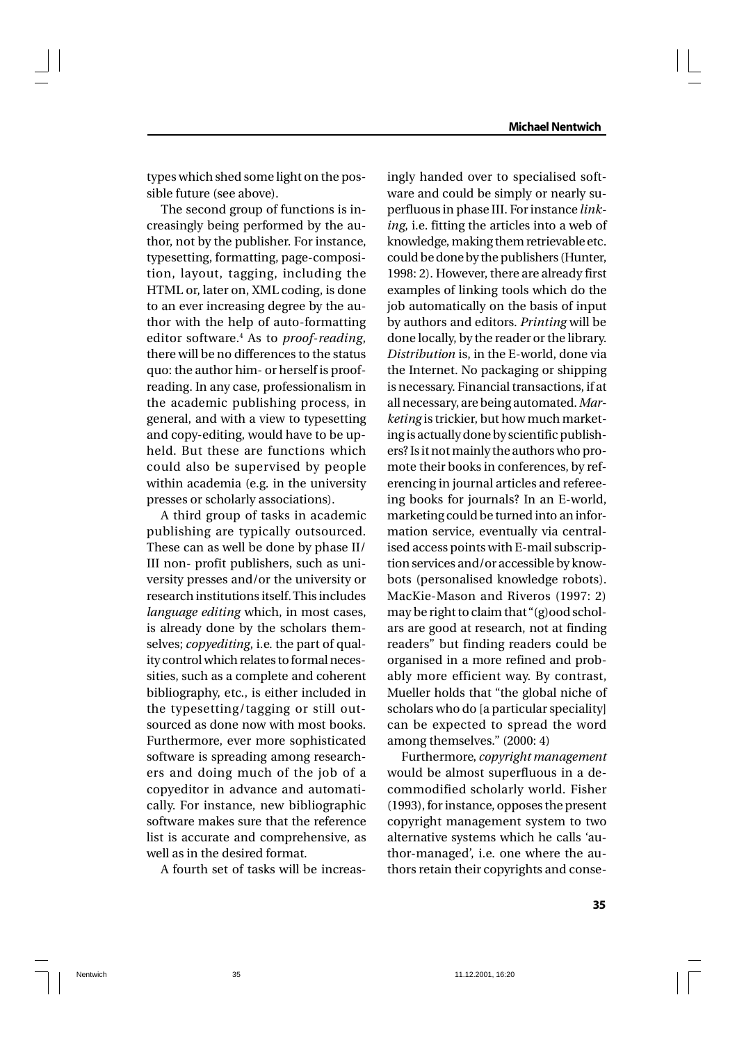types which shed some light on the possible future (see above).

The second group of functions is increasingly being performed by the author, not by the publisher. For instance, typesetting, formatting, page-composition, layout, tagging, including the HTML or, later on, XML coding, is done to an ever increasing degree by the author with the help of auto-formatting editor software.[4] As to *proof-reading*, there will be no differences to the status quo: the author him- or herself is proofreading. In any case, professionalism in the academic publishing process, in general, and with a view to typesetting and copy-editing, would have to be upheld. But these are functions which could also be supervised by people within academia (e.g. in the university presses or scholarly associations).

A third group of tasks in academic publishing are typically outsourced. These can as well be done by phase II/III non- profit publishers, such as university presses and/or the university or research institutions itself. This includes *language editing* which, in most cases, is already done by the scholars themselves; *copyediting*, i.e. the part of quality control which relates to formal necessities, such as a complete and coherent bibliography, etc., is either included in the typesetting/tagging or still outsourced as done now with most books. Furthermore, ever more sophisticated software is spreading among researchers and doing much of the job of a copyeditor in advance and automatically. For instance, new bibliographic software makes sure that the reference list is accurate and comprehensive, as well as in the desired format.

A fourth set of tasks will be increasingly handed over to specialised software and could be simply or nearly superfluous in phase III. For instance *linking*, i.e. fitting the articles into a web of knowledge, making them retrievable etc. could be done by the publishers (Hunter, 1998: 2). However, there are already first examples of linking tools which do the job automatically on the basis of input by authors and editors. *Printing* will be done locally, by the reader or the library. *Distribution* is, in the E-world, done via the Internet. No packaging or shipping is necessary. Financial transactions, if at all necessary, are being automated. *Marketing* is trickier, but how much marketing is actually done by scientific publishers? Is it not mainly the authors who promote their books in conferences, by referencing in journal articles and refereeing books for journals? In an E-world, marketing could be turned into an information service, eventually via centralised access points with E-mail subscription services and/or accessible by knowbots (personalised knowledge robots). MacKie-Mason and Riveros (1997: 2) may be right to claim that "(g)ood scholars are good at research, not at finding readers" but finding readers could be organised in a more refined and probably more efficient way. By contrast, Mueller holds that "the global niche of scholars who do [a particular speciality] can be expected to spread the word among themselves." (2000: 4)

Furthermore, *copyright management* would be almost superfluous in a decommodified scholarly world. Fisher (1993), for instance, opposes the present copyright management system to two alternative systems which he calls 'author-managed', i.e. one where the authors retain their copyrights and conse-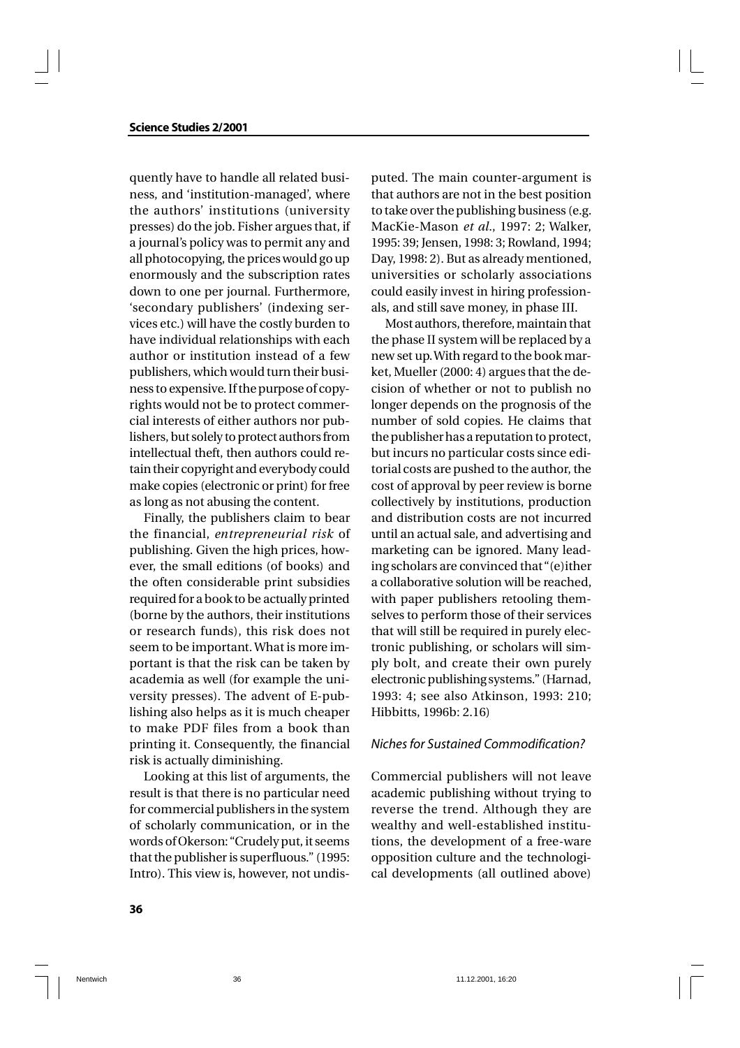quently have to handle all related business, and 'institution-managed', where the authors' institutions (university presses) do the job. Fisher argues that, if a journal's policy was to permit any and all photocopying, the prices would go up enormously and the subscription rates down to one per journal. Furthermore, 'secondary publishers' (indexing services etc.) will have the costly burden to have individual relationships with each author or institution instead of a few publishers, which would turn their business to expensive. If the purpose of copyrights would not be to protect commercial interests of either authors nor publishers, but solely to protect authors from intellectual theft, then authors could retain their copyright and everybody could make copies (electronic or print) for free as long as not abusing the content.

Finally, the publishers claim to bear the financial, *entrepreneurial risk* of publishing. Given the high prices, however, the small editions (of books) and the often considerable print subsidies required for a book to be actually printed (borne by the authors, their institutions or research funds), this risk does not seem to be important. What is more important is that the risk can be taken by academia as well (for example the university presses). The advent of E-publishing also helps as it is much cheaper to make PDF files from a book than printing it. Consequently, the financial risk is actually diminishing.

Looking at this list of arguments, the result is that there is no particular need for commercial publishers in the system of scholarly communication, or in the words of Okerson: "Crudely put, it seems that the publisher is superfluous." (1995: Intro). This view is, however, not undisputed. The main counter-argument is that authors are not in the best position to take over the publishing business (e.g. MacKie-Mason *et al.*, 1997: 2; Walker, 1995: 39; Jensen, 1998: 3; Rowland, 1994; Day, 1998: 2). But as already mentioned, universities or scholarly associations could easily invest in hiring professionals, and still save money, in phase III.

Most authors, therefore, maintain that the phase II system will be replaced by a new set up. With regard to the book market, Mueller (2000: 4) argues that the decision of whether or not to publish no longer depends on the prognosis of the number of sold copies. He claims that the publisher has a reputation to protect, but incurs no particular costs since editorial costs are pushed to the author, the cost of approval by peer review is borne collectively by institutions, production and distribution costs are not incurred until an actual sale, and advertising and marketing can be ignored. Many leading scholars are convinced that "(e)ither a collaborative solution will be reached, with paper publishers retooling themselves to perform those of their services that will still be required in purely electronic publishing, or scholars will simply bolt, and create their own purely electronic publishing systems." (Harnad, 1993: 4; see also Atkinson, 1993: 210; Hibbitts, 1996b: 2.16)

### *Niches for Sustained Commodification?*

Commercial publishers will not leave academic publishing without trying to reverse the trend. Although they are wealthy and well-established institutions, the development of a free-ware opposition culture and the technological developments (all outlined above)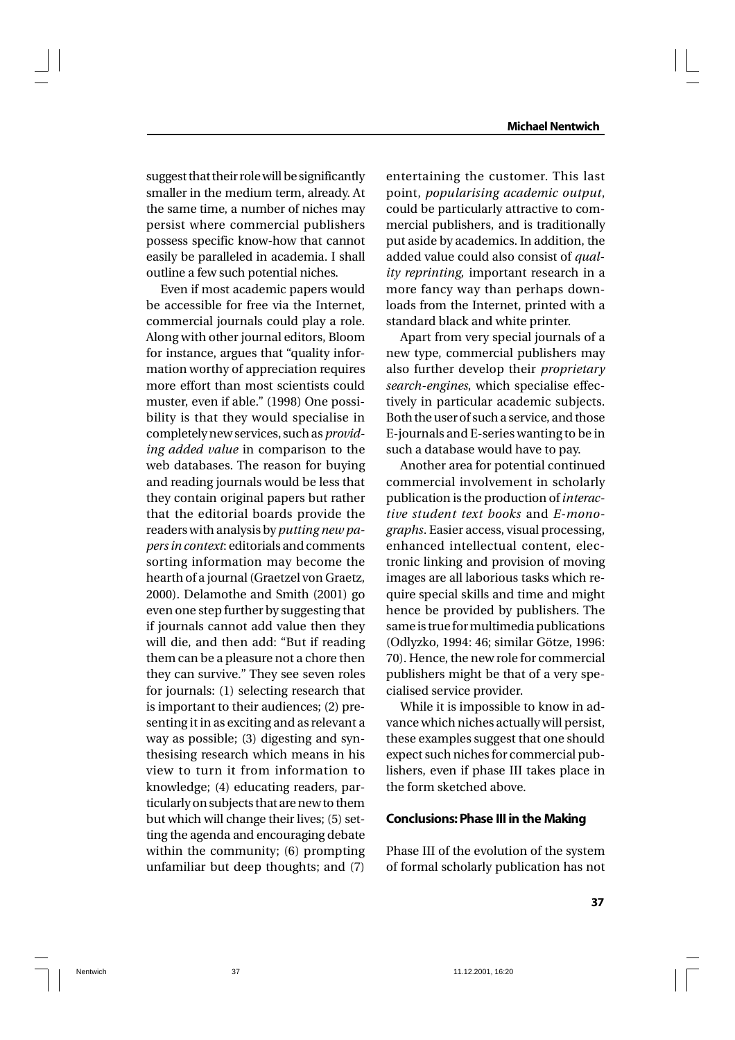suggest that their role will be significantly smaller in the medium term, already. At the same time, a number of niches may persist where commercial publishers possess specific know-how that cannot easily be paralleled in academia. I shall outline a few such potential niches.

Even if most academic papers would be accessible for free via the Internet, commercial journals could play a role. Along with other journal editors, Bloom for instance, argues that "quality information worthy of appreciation requires more effort than most scientists could muster, even if able." (1998) One possibility is that they would specialise in completely new services, such as *providing added value* in comparison to the web databases. The reason for buying and reading journals would be less that they contain original papers but rather that the editorial boards provide the readers with analysis by *putting new papers in context*: editorials and comments sorting information may become the hearth of a journal (Graetzel von Graetz, 2000). Delamothe and Smith (2001) go even one step further by suggesting that if journals cannot add value then they will die, and then add: "But if reading them can be a pleasure not a chore then they can survive." They see seven roles for journals: (1) selecting research that is important to their audiences; (2) presenting it in as exciting and as relevant a way as possible; (3) digesting and synthesising research which means in his view to turn it from information to knowledge; (4) educating readers, particularly on subjects that are new to them but which will change their lives; (5) setting the agenda and encouraging debate within the community; (6) prompting unfamiliar but deep thoughts; and (7) entertaining the customer. This last point, *popularising academic output*, could be particularly attractive to commercial publishers, and is traditionally put aside by academics. In addition, the added value could also consist of *quality reprinting*, important research in a more fancy way than perhaps downloads from the Internet, printed with a standard black and white printer.

Apart from very special journals of a new type, commercial publishers may also further develop their *proprietary search-engines*, which specialise effectively in particular academic subjects. Both the user of such a service, and those E-journals and E-series wanting to be in such a database would have to pay.

Another area for potential continued commercial involvement in scholarly publication is the production of *interactive student text books* and *E-monographs*. Easier access, visual processing, enhanced intellectual content, electronic linking and provision of moving images are all laborious tasks which require special skills and time and might hence be provided by publishers. The same is true for multimedia publications (Odlyzko, 1994: 46; similar Götze, 1996: 70). Hence, the new role for commercial publishers might be that of a very specialised service provider.

While it is impossible to know in advance which niches actually will persist, these examples suggest that one should expect such niches for commercial publishers, even if phase III takes place in the form sketched above.

## Conclusions: Phase III in the Making

Phase III of the evolution of the system of formal scholarly publication has not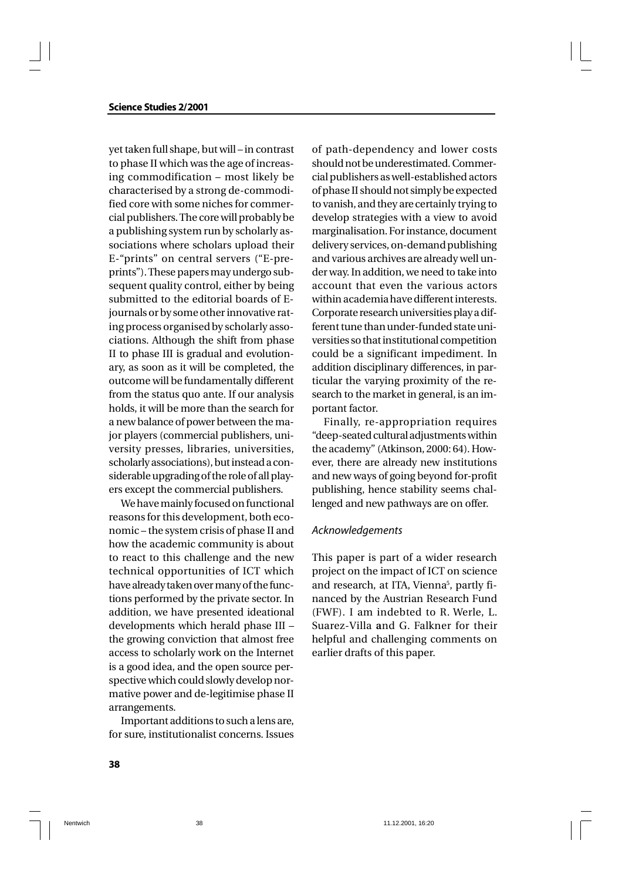yet taken full shape, but will – in contrast to phase II which was the age of increasing commodification – most likely be characterised by a strong de-commodified core with some niches for commercial publishers. The core will probably be a publishing system run by scholarly associations where scholars upload their E-"prints" on central servers ("E-preprints"). These papers may undergo subsequent quality control, either by being submitted to the editorial boards of E-journals or by some other innovative rating process organised by scholarly associations. Although the shift from phase II to phase III is gradual and evolutionary, as soon as it will be completed, the outcome will be fundamentally different from the status quo ante. If our analysis holds, it will be more than the search for a new balance of power between the major players (commercial publishers, university presses, libraries, universities, scholarly associations), but instead a considerable upgrading of the role of all players except the commercial publishers.

We have mainly focused on functional reasons for this development, both economic – the system crisis of phase II and how the academic community is about to react to this challenge and the new technical opportunities of ICT which have already taken over many of the functions performed by the private sector. In addition, we have presented ideational developments which herald phase III – the growing conviction that almost free access to scholarly work on the Internet is a good idea, and the open source perspective which could slowly develop normative power and de-legitimise phase II arrangements.

Important additions to such a lens are, for sure, institutionalist concerns. Issues of path-dependency and lower costs should not be underestimated. Commercial publishers as well-established actors of phase II should not simply be expected to vanish, and they are certainly trying to develop strategies with a view to avoid marginalisation. For instance, document delivery services, on-demand publishing and various archives are already well under way. In addition, we need to take into account that even the various actors within academia have different interests. Corporate research universities play a different tune than under-funded state universities so that institutional competition could be a significant impediment. In addition disciplinary differences, in particular the varying proximity of the research to the market in general, is an important factor.

Finally, re-appropriation requires "deep-seated cultural adjustments within the academy" (Atkinson, 2000: 64). However, there are already new institutions and new ways of going beyond for-profit publishing, hence stability seems challenged and new pathways are on offer.

### *Acknowledgements*

This paper is part of a wider research project on the impact of ICT on science and research, at ITA, Vienna[5], partly financed by the Austrian Research Fund (FWF). I am indebted to R. Werle, L. Suarez-Villa and G. Falkner for their helpful and challenging comments on earlier drafts of this paper.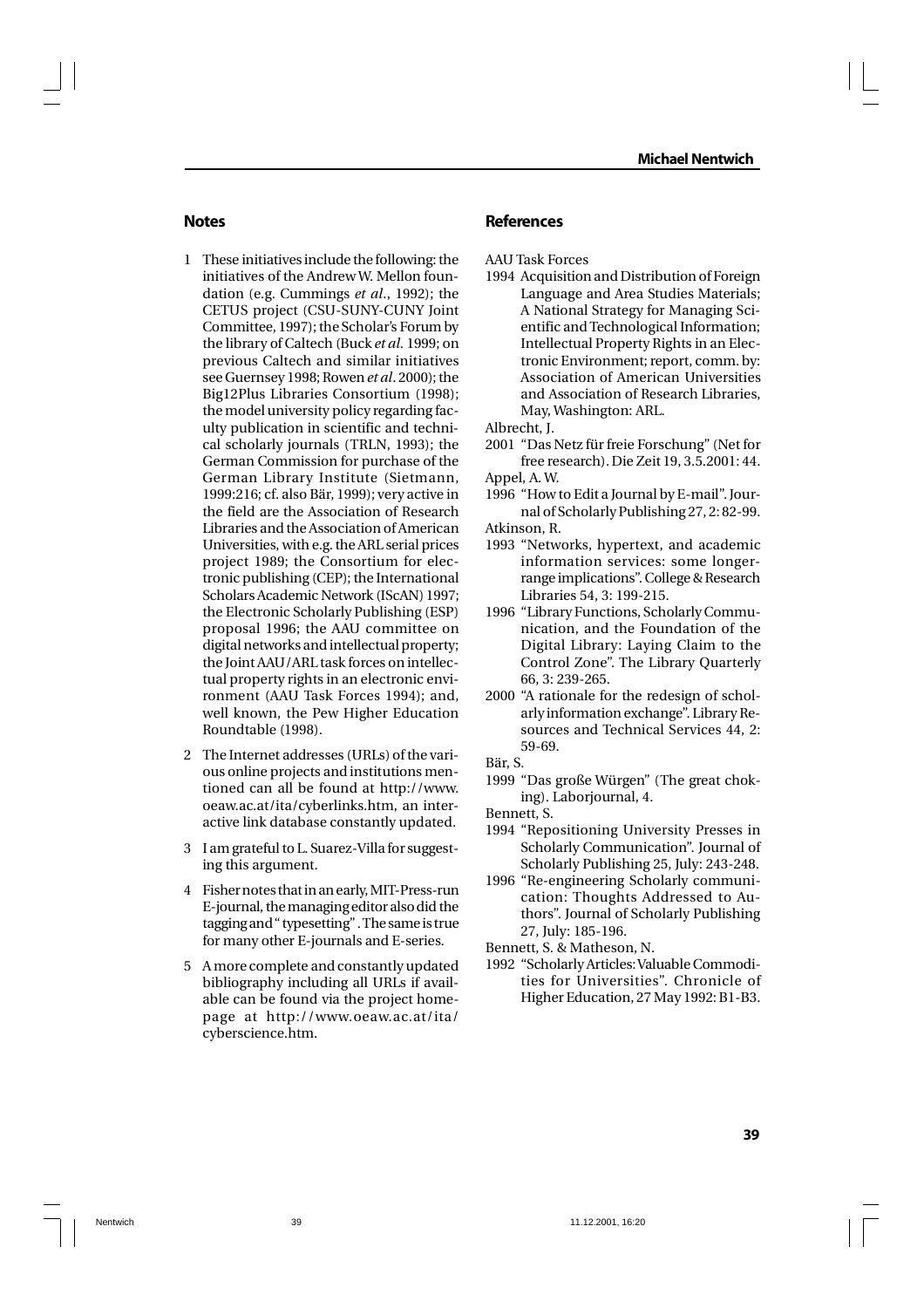## Notes

1 These initiatives include the following: the initiatives of the Andrew W. Mellon foundation (e.g. Cummings *et al*., 1992); the CETUS project (CSU-SUNY-CUNY Joint Committee, 1997); the Scholar's Forum by the library of Caltech (Buck *et al*. 1999; on previous Caltech and similar initiatives see Guernsey 1998; Rowen *et al*. 2000); the Big12Plus Libraries Consortium (1998); the model university policy regarding faculty publication in scientific and technical scholarly journals (TRLN, 1993); the German Commission for purchase of the German Library Institute (Sietmann, 1999:216; cf. also Bär, 1999); very active in the field are the Association of Research Libraries and the Association of American Universities, with e.g. the ARL serial prices project 1989; the Consortium for electronic publishing (CEP); the International Scholars Academic Network (IScAN) 1997; the Electronic Scholarly Publishing (ESP) proposal 1996; the AAU committee on digital networks and intellectual property; the Joint AAU/ARL task forces on intellectual property rights in an electronic environment (AAU Task Forces 1994); and, well known, the Pew Higher Education Roundtable (1998).

2 The Internet addresses (URLs) of the various online projects and institutions mentioned can all be found at http://www.oeaw.ac.at/ita/cyberlinks.htm, an interactive link database constantly updated.

3 I am grateful to L. Suarez-Villa for suggesting this argument.

4 Fisher notes that in an early, MIT-Press-run E-journal, the managing editor also did the tagging and "typesetting". The same is true for many other E-journals and E-series.

5 A more complete and constantly updated bibliography including all URLs if available can be found via the project homepage at http://www.oeaw.ac.at/ita/cyberscience.htm.

## References

AAU Task Forces

1994 Acquisition and Distribution of Foreign Language and Area Studies Materials; A National Strategy for Managing Scientific and Technological Information; Intellectual Property Rights in an Electronic Environment; report, comm. by: Association of American Universities and Association of Research Libraries, May, Washington: ARL.

Albrecht, J.

2001 "Das Netz für freie Forschung" (Net for free research). Die Zeit 19, 3.5.2001: 44.

Appel, A. W.

1996 "How to Edit a Journal by E-mail". Journal of Scholarly Publishing 27, 2: 82-99.

Atkinson, R.

1993 "Networks, hypertext, and academic information services: some longer-range implications". College & Research Libraries 54, 3: 199-215.

1996 "Library Functions, Scholarly Communication, and the Foundation of the Digital Library: Laying Claim to the Control Zone". The Library Quarterly 66, 3: 239-265.

2000 "A rationale for the redesign of scholarly information exchange". Library Resources and Technical Services 44, 2: 59-69.

Bär, S.

1999 "Das große Würgen" (The great choking). Laborjournal, 4.

Bennett, S.

1994 "Repositioning University Presses in Scholarly Communication". Journal of Scholarly Publishing 25, July: 243-248.

1996 "Re-engineering Scholarly communication: Thoughts Addressed to Authors". Journal of Scholarly Publishing 27, July: 185-196.

Bennett, S. & Matheson, N.

1992 "Scholarly Articles: Valuable Commodities for Universities". Chronicle of Higher Education, 27 May 1992: B1-B3.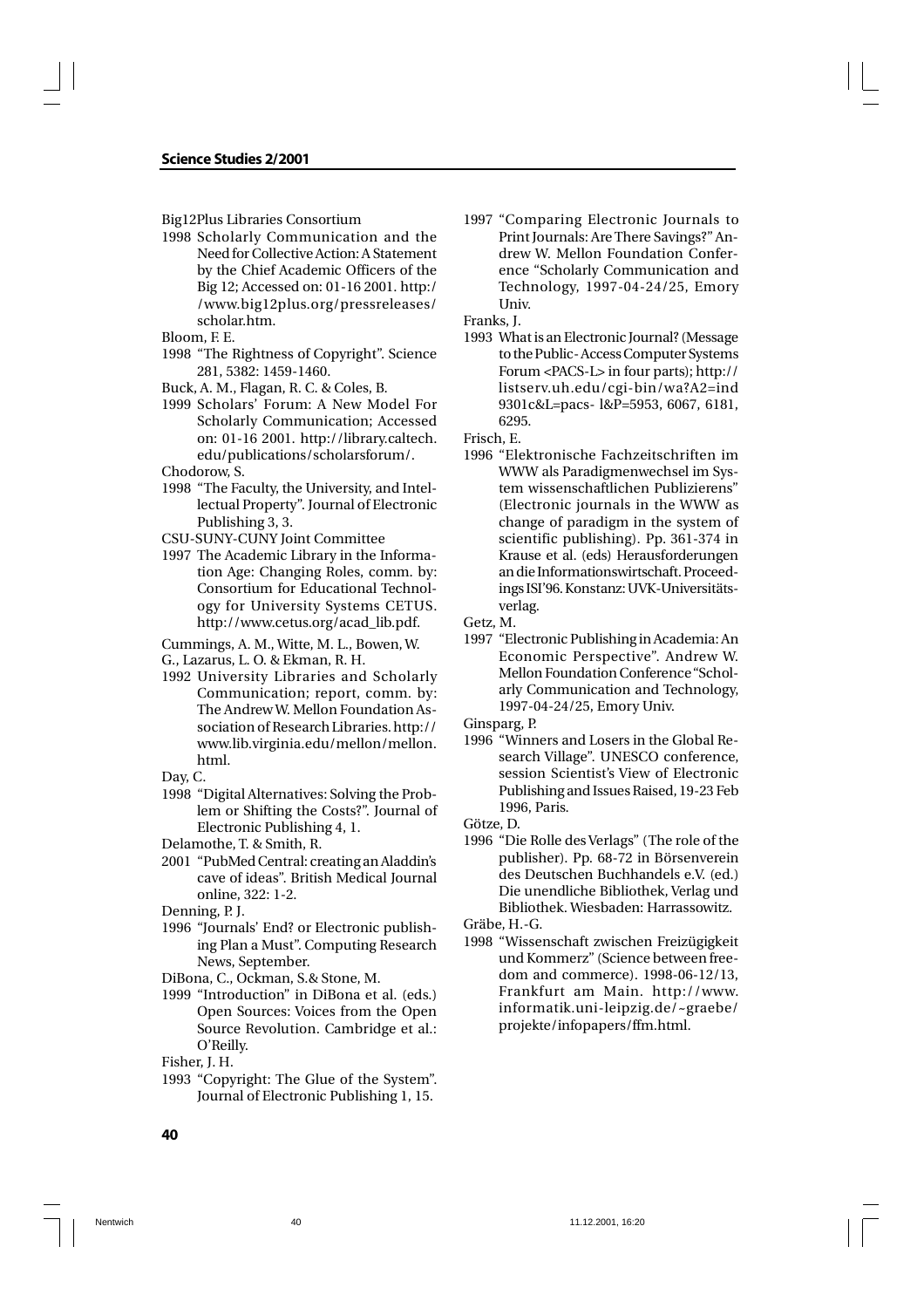Big12Plus Libraries Consortium

1998 Scholarly Communication and the Need for Collective Action: A Statement by the Chief Academic Officers of the Big 12; Accessed on: 01-16 2001. http://www.big12plus.org/pressreleases/scholar.htm.

Bloom, F. E.

1998 "The Rightness of Copyright". Science 281, 5382: 1459-1460.

Buck, A. M., Flagan, R. C. & Coles, B.

1999 Scholars' Forum: A New Model For Scholarly Communication; Accessed on: 01-16 2001. http://library.caltech.edu/publications/scholarsforum/.

Chodorow, S.

1998 "The Faculty, the University, and Intellectual Property". Journal of Electronic Publishing 3, 3.

CSU-SUNY-CUNY Joint Committee

1997 The Academic Library in the Information Age: Changing Roles, comm. by: Consortium for Educational Technology for University Systems CETUS. http://www.cetus.org/acad_lib.pdf.

Cummings, A. M., Witte, M. L., Bowen, W. G., Lazarus, L. O. & Ekman, R. H.

1992 University Libraries and Scholarly Communication; report, comm. by: The Andrew W. Mellon Foundation Association of Research Libraries. http://www.lib.virginia.edu/mellon/mellon.html.

Day, C.

1998 "Digital Alternatives: Solving the Problem or Shifting the Costs?". Journal of Electronic Publishing 4, 1.

Delamothe, T. & Smith, R.

2001 "PubMed Central: creating an Aladdin's cave of ideas". British Medical Journal online, 322: 1-2.

Denning, P. J.

1996 "Journals' End? or Electronic publishing Plan a Must". Computing Research News, September.

DiBona, C., Ockman, S.& Stone, M.

1999 "Introduction" in DiBona et al. (eds.) Open Sources: Voices from the Open Source Revolution. Cambridge et al.: O'Reilly.

Fisher, J. H.

1993 "Copyright: The Glue of the System". Journal of Electronic Publishing 1, 15.

1997 "Comparing Electronic Journals to Print Journals: Are There Savings?" Andrew W. Mellon Foundation Conference "Scholarly Communication and Technology, 1997-04-24/25, Emory Univ.

Franks, J.

1993 What is an Electronic Journal? (Message to the Public- Access Computer Systems Forum <PACS-L> in four parts); http://listserv.uh.edu/cgi-bin/wa?A2=ind9301c&L=pacs- l&P=5953, 6067, 6181, 6295.

Frisch, E.

1996 "Elektronische Fachzeitschriften im WWW als Paradigmenwechsel im System wissenschaftlichen Publizierens" (Electronic journals in the WWW as change of paradigm in the system of scientific publishing). Pp. 361-374 in Krause et al. (eds) Herausforderungen an die Informationswirtschaft. Proceedings ISI'96. Konstanz: UVK-Universitätsverlag.

Getz, M.

1997 "Electronic Publishing in Academia: An Economic Perspective". Andrew W. Mellon Foundation Conference "Scholarly Communication and Technology, 1997-04-24/25, Emory Univ.

Ginsparg, P.

1996 "Winners and Losers in the Global Research Village". UNESCO conference, session Scientist's View of Electronic Publishing and Issues Raised, 19-23 Feb 1996, Paris.

Götze, D.

1996 "Die Rolle des Verlags" (The role of the publisher). Pp. 68-72 in Börsenverein des Deutschen Buchhandels e.V. (ed.) Die unendliche Bibliothek, Verlag und Bibliothek. Wiesbaden: Harrassowitz.

Gräbe, H.-G.

1998 "Wissenschaft zwischen Freizügigkeit und Kommerz" (Science between freedom and commerce). 1998-06-12/13, Frankfurt am Main. http://www.informatik.uni-leipzig.de/~graebe/projekte/infopapers/ffm.html.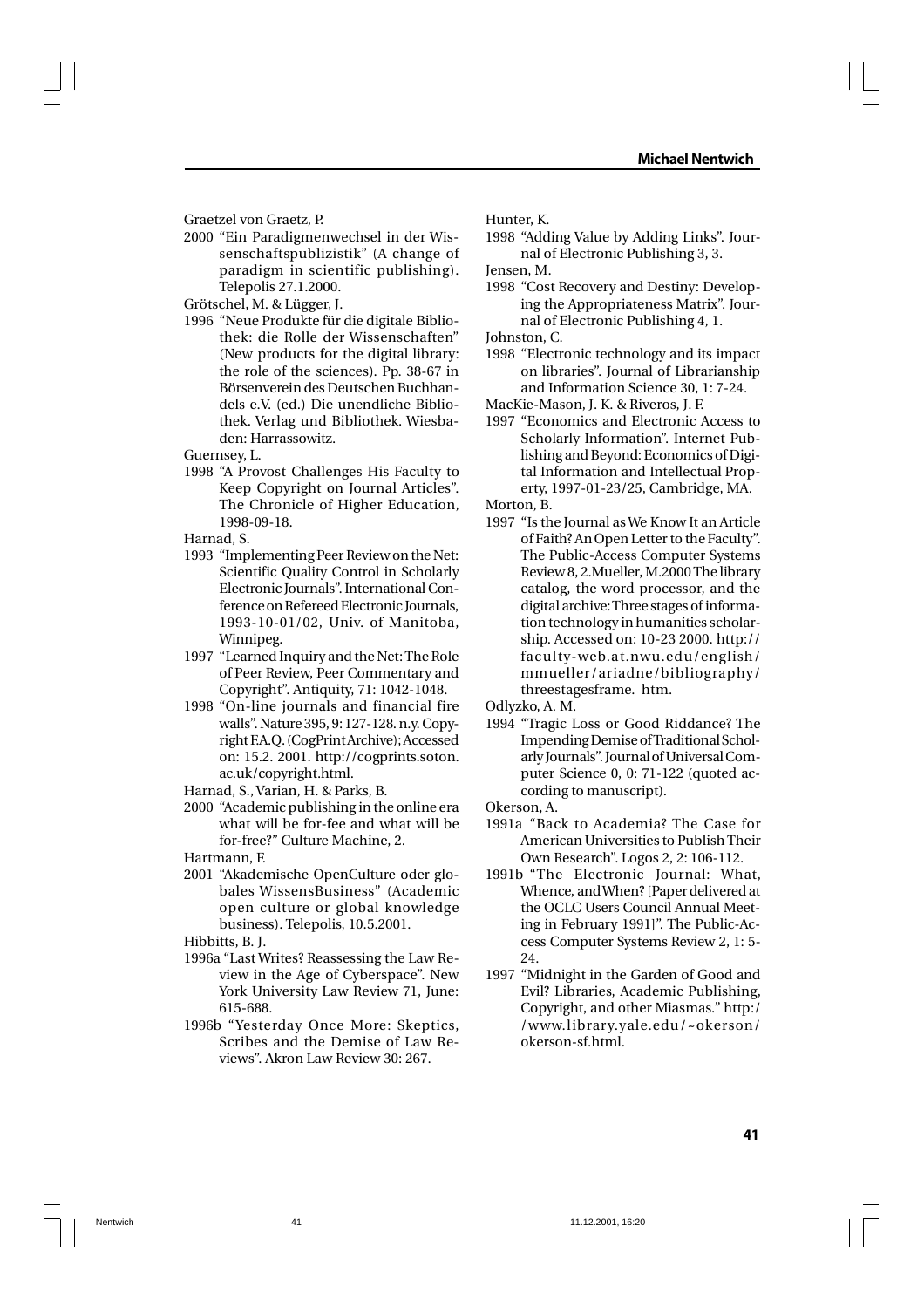Graetzel von Graetz, P.

2000 "Ein Paradigmenwechsel in der Wissenschaftspublizistik" (A change of paradigm in scientific publishing). Telepolis 27.1.2000.

Grötschel, M. & Lügger, J.

1996 "Neue Produkte für die digitale Bibliothek: die Rolle der Wissenschaften" (New products for the digital library: the role of the sciences). Pp. 38-67 in Börsenverein des Deutschen Buchhandels e.V. (ed.) Die unendliche Bibliothek. Verlag und Bibliothek. Wiesbaden: Harrassowitz.

Guernsey, L.

1998 "A Provost Challenges His Faculty to Keep Copyright on Journal Articles". The Chronicle of Higher Education, 1998-09-18.

Harnad, S.

1993 "Implementing Peer Review on the Net: Scientific Quality Control in Scholarly Electronic Journals". International Conference on Refereed Electronic Journals, 1993-10-01/02, Univ. of Manitoba, Winnipeg.

1997 "Learned Inquiry and the Net: The Role of Peer Review, Peer Commentary and Copyright". Antiquity, 71: 1042-1048.

1998 "On-line journals and financial fire walls". Nature 395, 9: 127-128. n.y. Copyright F.A.Q. (CogPrint Archive); Accessed on: 15.2. 2001. http://cogprints.soton.ac.uk/copyright.html.

Harnad, S., Varian, H. & Parks, B.

2000 "Academic publishing in the online era what will be for-fee and what will be for-free?" Culture Machine, 2.

Hartmann, F.

2001 "Akademische OpenCulture oder globales WissensBusiness" (Academic open culture or global knowledge business). Telepolis, 10.5.2001.

Hibbitts, B. J.

1996a "Last Writes? Reassessing the Law Review in the Age of Cyberspace". New York University Law Review 71, June: 615-688.

1996b "Yesterday Once More: Skeptics, Scribes and the Demise of Law Reviews". Akron Law Review 30: 267.

Hunter, K.

1998 "Adding Value by Adding Links". Journal of Electronic Publishing 3, 3.

Jensen, M.

1998 "Cost Recovery and Destiny: Developing the Appropriateness Matrix". Journal of Electronic Publishing 4, 1.

Johnston, C.

1998 "Electronic technology and its impact on libraries". Journal of Librarianship and Information Science 30, 1: 7-24.

MacKie-Mason, J. K. & Riveros, J. F.

1997 "Economics and Electronic Access to Scholarly Information". Internet Publishing and Beyond: Economics of Digital Information and Intellectual Property, 1997-01-23/25, Cambridge, MA.

Morton, B.

1997 "Is the Journal as We Know It an Article of Faith? An Open Letter to the Faculty". The Public-Access Computer Systems Review 8, 2.Mueller, M.2000 The library catalog, the word processor, and the digital archive: Three stages of information technology in humanities scholarship. Accessed on: 10-23 2000. http://faculty-web.at.nwu.edu/english/mmueller/ariadne/bibliography/threestagesframe. htm.

Odlyzko, A. M.

1994 "Tragic Loss or Good Riddance? The Impending Demise of Traditional Scholarly Journals". Journal of Universal Computer Science 0, 0: 71-122 (quoted according to manuscript).

Okerson, A.

1991a "Back to Academia? The Case for American Universities to Publish Their Own Research". Logos 2, 2: 106-112.

1991b "The Electronic Journal: What, Whence, and When? [Paper delivered at the OCLC Users Council Annual Meeting in February 1991]". The Public-Access Computer Systems Review 2, 1: 5-24.

1997 "Midnight in the Garden of Good and Evil? Libraries, Academic Publishing, Copyright, and other Miasmas." http://www.library.yale.edu/~okerson/okerson-sf.html.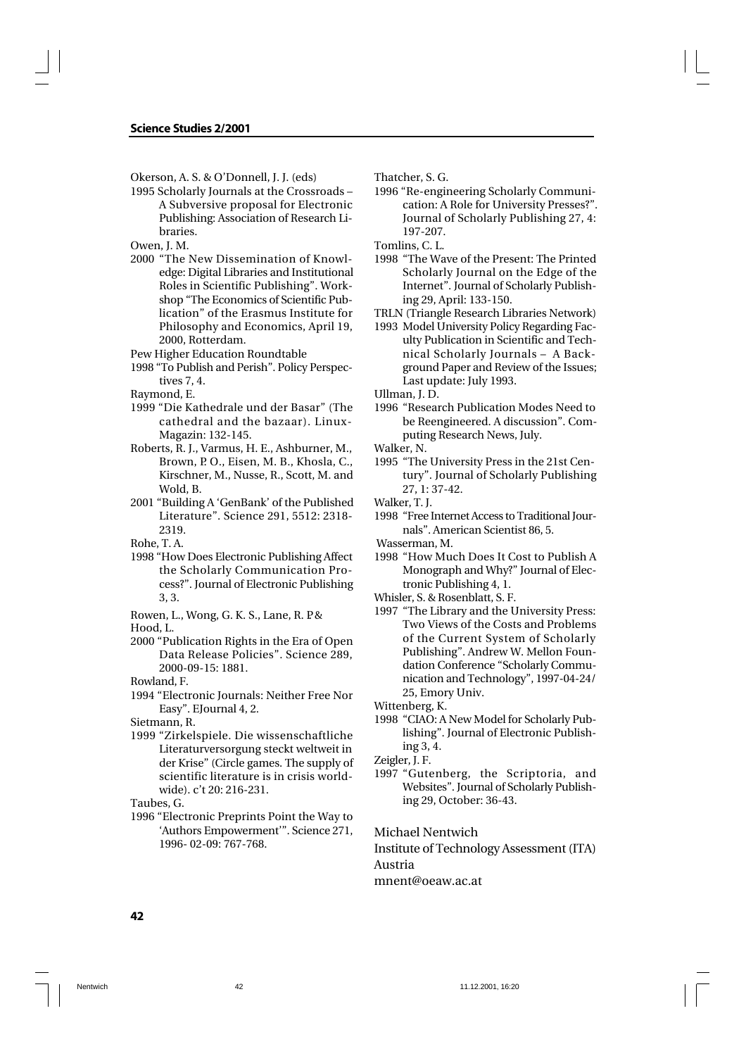Okerson, A. S. & O'Donnell, J. J. (eds)

1995 Scholarly Journals at the Crossroads – A Subversive proposal for Electronic Publishing: Association of Research Libraries.

Owen, J. M.

2000 "The New Dissemination of Knowledge: Digital Libraries and Institutional Roles in Scientific Publishing". Workshop "The Economics of Scientific Publication" of the Erasmus Institute for Philosophy and Economics, April 19, 2000, Rotterdam.

Pew Higher Education Roundtable

1998 "To Publish and Perish". Policy Perspectives 7, 4.

Raymond, E.

1999 "Die Kathedrale und der Basar" (The cathedral and the bazaar). Linux-Magazin: 132-145.

Roberts, R. J., Varmus, H. E., Ashburner, M., Brown, P. O., Eisen, M. B., Khosla, C., Kirschner, M., Nusse, R., Scott, M. and Wold, B.

2001 "Building A 'GenBank' of the Published Literature". Science 291, 5512: 2318-2319.

Rohe, T. A.

1998 "How Does Electronic Publishing Affect the Scholarly Communication Process?". Journal of Electronic Publishing 3, 3.

Rowen, L., Wong, G. K. S., Lane, R. P.& Hood, L.

2000 "Publication Rights in the Era of Open Data Release Policies". Science 289, 2000-09-15: 1881.

Rowland, F.

1994 "Electronic Journals: Neither Free Nor Easy". EJournal 4, 2.

Sietmann, R.

1999 "Zirkelspiele. Die wissenschaftliche Literaturversorgung steckt weltweit in der Krise" (Circle games. The supply of scientific literature is in crisis worldwide). c't 20: 216-231.

Taubes, G.

1996 "Electronic Preprints Point the Way to 'Authors Empowerment'". Science 271, 1996- 02-09: 767-768.

Thatcher, S. G.

1996 "Re-engineering Scholarly Communication: A Role for University Presses?". Journal of Scholarly Publishing 27, 4: 197-207.

Tomlins, C. L.

1998 "The Wave of the Present: The Printed Scholarly Journal on the Edge of the Internet". Journal of Scholarly Publishing 29, April: 133-150.

TRLN (Triangle Research Libraries Network)

1993 Model University Policy Regarding Faculty Publication in Scientific and Technical Scholarly Journals – A Background Paper and Review of the Issues; Last update: July 1993.

Ullman, J. D.

1996 "Research Publication Modes Need to be Reengineered. A discussion". Computing Research News, July.

Walker, N.

1995 "The University Press in the 21st Century". Journal of Scholarly Publishing 27, 1: 37-42.

Walker, T. J.

1998 "Free Internet Access to Traditional Journals". American Scientist 86, 5.

Wasserman, M.

1998 "How Much Does It Cost to Publish A Monograph and Why?" Journal of Electronic Publishing 4, 1.

Whisler, S. & Rosenblatt, S. F.

1997 "The Library and the University Press: Two Views of the Costs and Problems of the Current System of Scholarly Publishing". Andrew W. Mellon Foundation Conference "Scholarly Communication and Technology", 1997-04-24/25, Emory Univ.

Wittenberg, K.

1998 "CIAO: A New Model for Scholarly Publishing". Journal of Electronic Publishing 3, 4.

Zeigler, J. F.

1997 "Gutenberg, the Scriptoria, and Websites". Journal of Scholarly Publishing 29, October: 36-43.

Michael Nentwich
Institute of Technology Assessment (ITA)
Austria
mnent@oeaw.ac.at